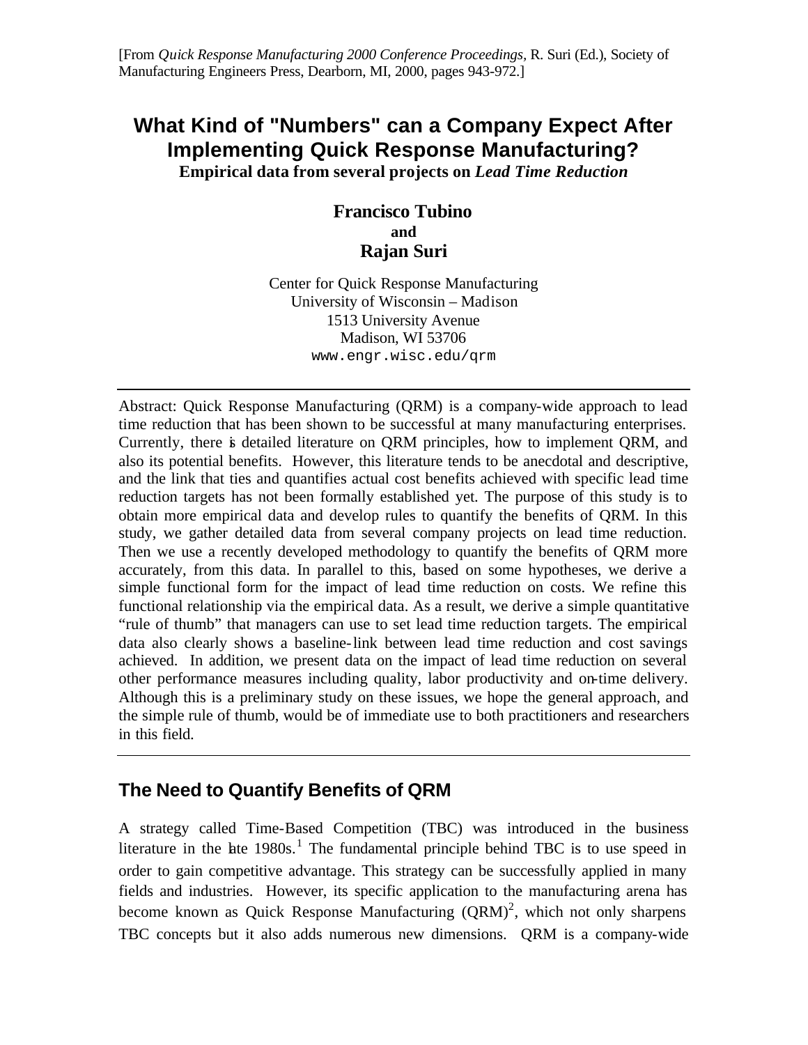[From *Quick Response Manufacturing 2000 Conference Proceedings*, R. Suri (Ed.), Society of Manufacturing Engineers Press, Dearborn, MI, 2000, pages 943-972.]

# What Kind of "Numbers" can a Company Expect After Implementing Quick Response Manufacturing?

**Empirical data from several projects on *Lead Time Reduction***

**Francisco Tubino**
**and**
**Rajan Suri**

Center for Quick Response Manufacturing
University of Wisconsin – Madison
1513 University Avenue
Madison, WI 53706
www.engr.wisc.edu/qrm

---

Abstract: Quick Response Manufacturing (QRM) is a company-wide approach to lead time reduction that has been shown to be successful at many manufacturing enterprises. Currently, there is detailed literature on QRM principles, how to implement QRM, and also its potential benefits. However, this literature tends to be anecdotal and descriptive, and the link that ties and quantifies actual cost benefits achieved with specific lead time reduction targets has not been formally established yet. The purpose of this study is to obtain more empirical data and develop rules to quantify the benefits of QRM. In this study, we gather detailed data from several company projects on lead time reduction. Then we use a recently developed methodology to quantify the benefits of QRM more accurately, from this data. In parallel to this, based on some hypotheses, we derive a simple functional form for the impact of lead time reduction on costs. We refine this functional relationship via the empirical data. As a result, we derive a simple quantitative "rule of thumb" that managers can use to set lead time reduction targets. The empirical data also clearly shows a baseline-link between lead time reduction and cost savings achieved. In addition, we present data on the impact of lead time reduction on several other performance measures including quality, labor productivity and on-time delivery. Although this is a preliminary study on these issues, we hope the general approach, and the simple rule of thumb, would be of immediate use to both practitioners and researchers in this field.

---

## The Need to Quantify Benefits of QRM

A strategy called Time-Based Competition (TBC) was introduced in the business literature in the late 1980s.[1] The fundamental principle behind TBC is to use speed in order to gain competitive advantage. This strategy can be successfully applied in many fields and industries. However, its specific application to the manufacturing arena has become known as Quick Response Manufacturing (QRM)[2], which not only sharpens TBC concepts but it also adds numerous new dimensions. QRM is a company-wide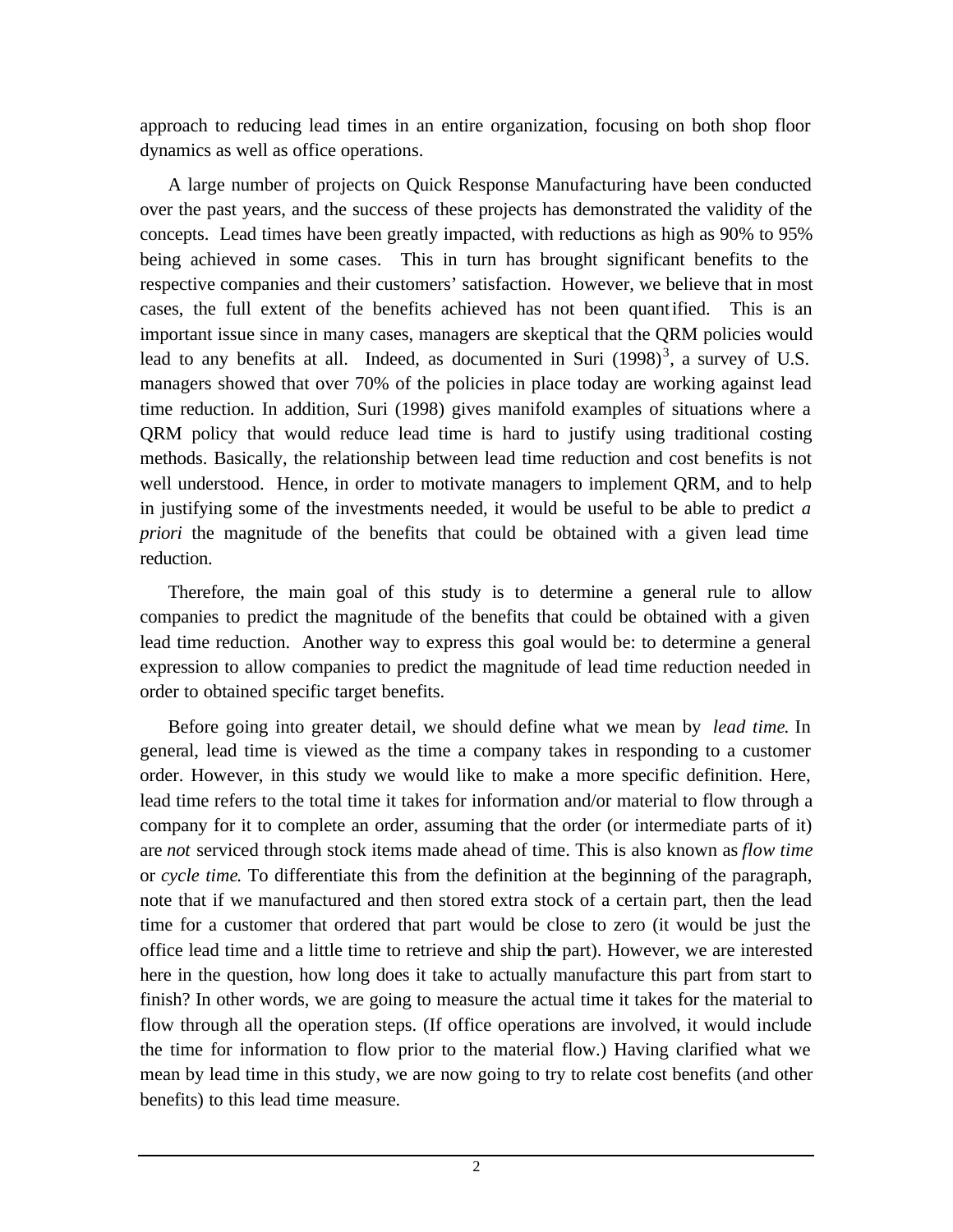approach to reducing lead times in an entire organization, focusing on both shop floor dynamics as well as office operations.

A large number of projects on Quick Response Manufacturing have been conducted over the past years, and the success of these projects has demonstrated the validity of the concepts. Lead times have been greatly impacted, with reductions as high as 90% to 95% being achieved in some cases. This in turn has brought significant benefits to the respective companies and their customers' satisfaction. However, we believe that in most cases, the full extent of the benefits achieved has not been quantified. This is an important issue since in many cases, managers are skeptical that the QRM policies would lead to any benefits at all. Indeed, as documented in Suri (1998)[3], a survey of U.S. managers showed that over 70% of the policies in place today are working against lead time reduction. In addition, Suri (1998) gives manifold examples of situations where a QRM policy that would reduce lead time is hard to justify using traditional costing methods. Basically, the relationship between lead time reduction and cost benefits is not well understood. Hence, in order to motivate managers to implement QRM, and to help in justifying some of the investments needed, it would be useful to be able to predict *a priori* the magnitude of the benefits that could be obtained with a given lead time reduction.

Therefore, the main goal of this study is to determine a general rule to allow companies to predict the magnitude of the benefits that could be obtained with a given lead time reduction. Another way to express this goal would be: to determine a general expression to allow companies to predict the magnitude of lead time reduction needed in order to obtained specific target benefits.

Before going into greater detail, we should define what we mean by *lead time*. In general, lead time is viewed as the time a company takes in responding to a customer order. However, in this study we would like to make a more specific definition. Here, lead time refers to the total time it takes for information and/or material to flow through a company for it to complete an order, assuming that the order (or intermediate parts of it) are *not* serviced through stock items made ahead of time. This is also known as *flow time* or *cycle time*. To differentiate this from the definition at the beginning of the paragraph, note that if we manufactured and then stored extra stock of a certain part, then the lead time for a customer that ordered that part would be close to zero (it would be just the office lead time and a little time to retrieve and ship the part). However, we are interested here in the question, how long does it take to actually manufacture this part from start to finish? In other words, we are going to measure the actual time it takes for the material to flow through all the operation steps. (If office operations are involved, it would include the time for information to flow prior to the material flow.) Having clarified what we mean by lead time in this study, we are now going to try to relate cost benefits (and other benefits) to this lead time measure.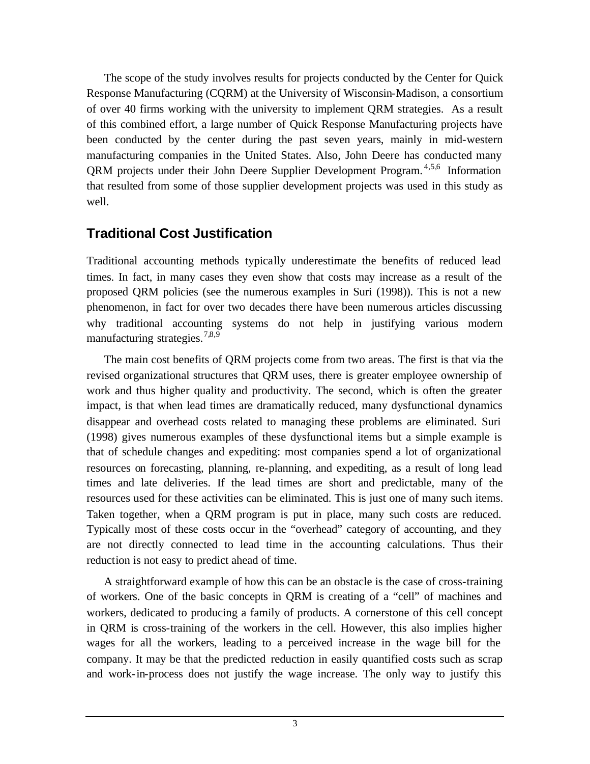The scope of the study involves results for projects conducted by the Center for Quick Response Manufacturing (CQRM) at the University of Wisconsin-Madison, a consortium of over 40 firms working with the university to implement QRM strategies. As a result of this combined effort, a large number of Quick Response Manufacturing projects have been conducted by the center during the past seven years, mainly in mid-western manufacturing companies in the United States. Also, John Deere has conducted many QRM projects under their John Deere Supplier Development Program.[4,5,6] Information that resulted from some of those supplier development projects was used in this study as well.

## Traditional Cost Justification

Traditional accounting methods typically underestimate the benefits of reduced lead times. In fact, in many cases they even show that costs may increase as a result of the proposed QRM policies (see the numerous examples in Suri (1998)). This is not a new phenomenon, in fact for over two decades there have been numerous articles discussing why traditional accounting systems do not help in justifying various modern manufacturing strategies.[7,8,9]

The main cost benefits of QRM projects come from two areas. The first is that via the revised organizational structures that QRM uses, there is greater employee ownership of work and thus higher quality and productivity. The second, which is often the greater impact, is that when lead times are dramatically reduced, many dysfunctional dynamics disappear and overhead costs related to managing these problems are eliminated. Suri (1998) gives numerous examples of these dysfunctional items but a simple example is that of schedule changes and expediting: most companies spend a lot of organizational resources on forecasting, planning, re-planning, and expediting, as a result of long lead times and late deliveries. If the lead times are short and predictable, many of the resources used for these activities can be eliminated. This is just one of many such items. Taken together, when a QRM program is put in place, many such costs are reduced. Typically most of these costs occur in the "overhead" category of accounting, and they are not directly connected to lead time in the accounting calculations. Thus their reduction is not easy to predict ahead of time.

A straightforward example of how this can be an obstacle is the case of cross-training of workers. One of the basic concepts in QRM is creating of a "cell" of machines and workers, dedicated to producing a family of products. A cornerstone of this cell concept in QRM is cross-training of the workers in the cell. However, this also implies higher wages for all the workers, leading to a perceived increase in the wage bill for the company. It may be that the predicted reduction in easily quantified costs such as scrap and work-in-process does not justify the wage increase. The only way to justify this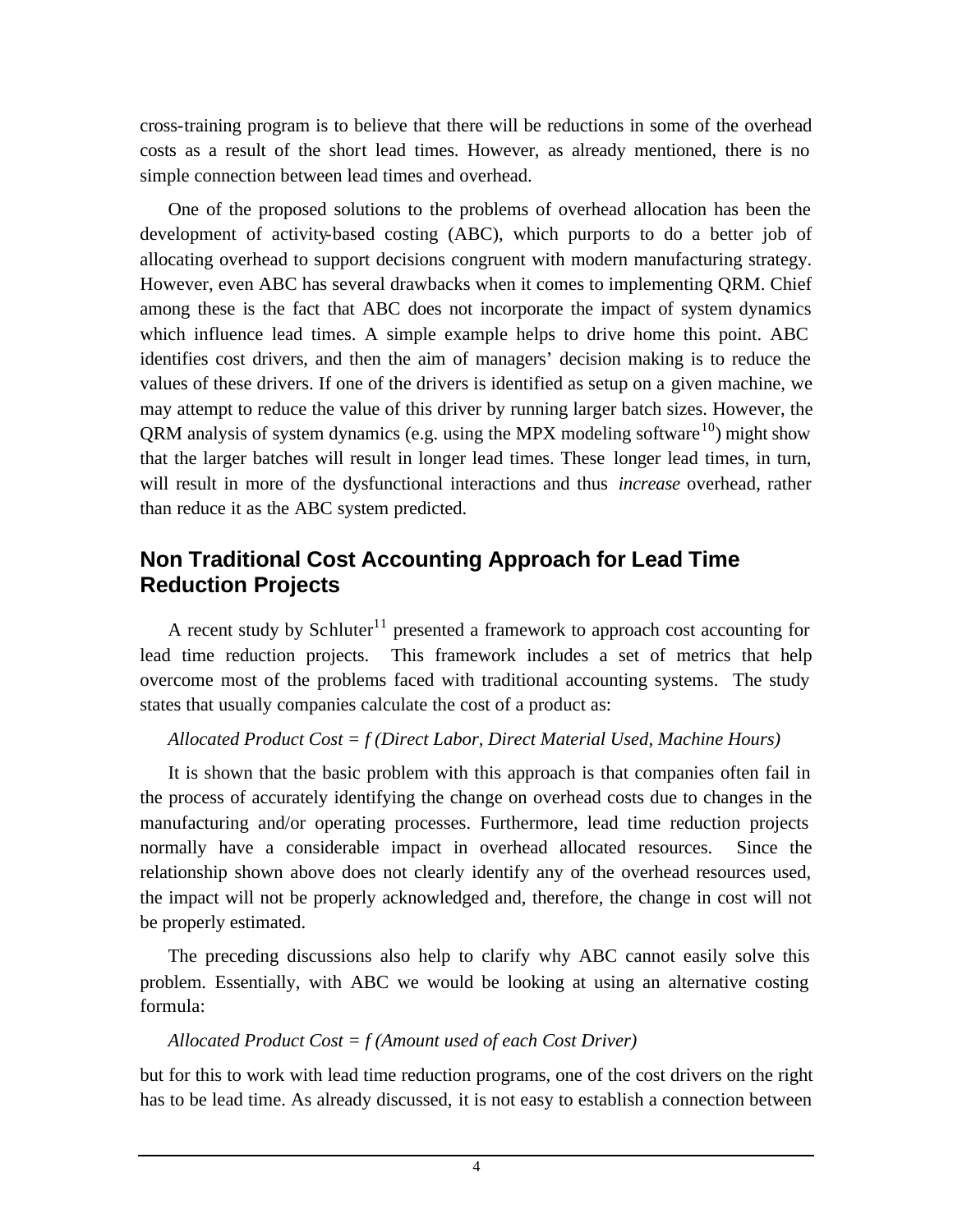cross-training program is to believe that there will be reductions in some of the overhead costs as a result of the short lead times. However, as already mentioned, there is no simple connection between lead times and overhead.

One of the proposed solutions to the problems of overhead allocation has been the development of activity-based costing (ABC), which purports to do a better job of allocating overhead to support decisions congruent with modern manufacturing strategy. However, even ABC has several drawbacks when it comes to implementing QRM. Chief among these is the fact that ABC does not incorporate the impact of system dynamics which influence lead times. A simple example helps to drive home this point. ABC identifies cost drivers, and then the aim of managers' decision making is to reduce the values of these drivers. If one of the drivers is identified as setup on a given machine, we may attempt to reduce the value of this driver by running larger batch sizes. However, the QRM analysis of system dynamics (e.g. using the MPX modeling software[10]) might show that the larger batches will result in longer lead times. These longer lead times, in turn, will result in more of the dysfunctional interactions and thus *increase* overhead, rather than reduce it as the ABC system predicted.

## Non Traditional Cost Accounting Approach for Lead Time Reduction Projects

A recent study by Schluter[11] presented a framework to approach cost accounting for lead time reduction projects. This framework includes a set of metrics that help overcome most of the problems faced with traditional accounting systems. The study states that usually companies calculate the cost of a product as:

*Allocated Product Cost = f (Direct Labor, Direct Material Used, Machine Hours)*

It is shown that the basic problem with this approach is that companies often fail in the process of accurately identifying the change on overhead costs due to changes in the manufacturing and/or operating processes. Furthermore, lead time reduction projects normally have a considerable impact in overhead allocated resources. Since the relationship shown above does not clearly identify any of the overhead resources used, the impact will not be properly acknowledged and, therefore, the change in cost will not be properly estimated.

The preceding discussions also help to clarify why ABC cannot easily solve this problem. Essentially, with ABC we would be looking at using an alternative costing formula:

*Allocated Product Cost = f (Amount used of each Cost Driver)*

but for this to work with lead time reduction programs, one of the cost drivers on the right has to be lead time. As already discussed, it is not easy to establish a connection between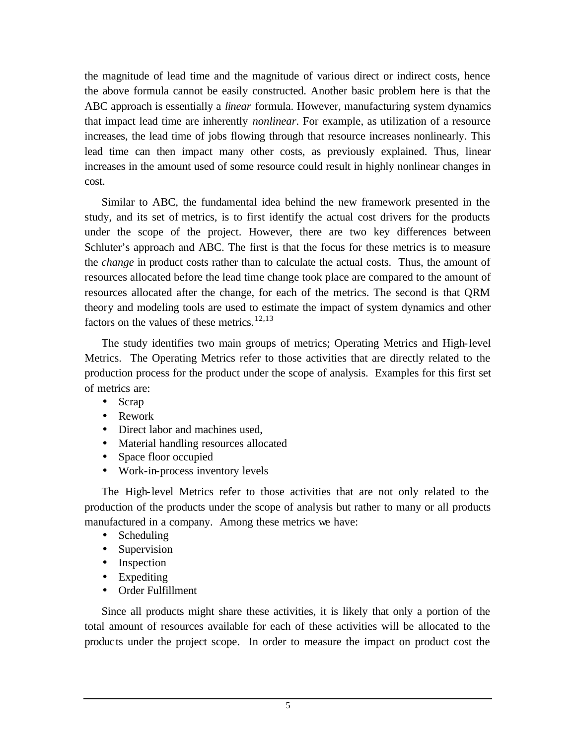the magnitude of lead time and the magnitude of various direct or indirect costs, hence the above formula cannot be easily constructed. Another basic problem here is that the ABC approach is essentially a *linear* formula. However, manufacturing system dynamics that impact lead time are inherently *nonlinear*. For example, as utilization of a resource increases, the lead time of jobs flowing through that resource increases nonlinearly. This lead time can then impact many other costs, as previously explained. Thus, linear increases in the amount used of some resource could result in highly nonlinear changes in cost.

Similar to ABC, the fundamental idea behind the new framework presented in the study, and its set of metrics, is to first identify the actual cost drivers for the products under the scope of the project. However, there are two key differences between Schluter's approach and ABC. The first is that the focus for these metrics is to measure the *change* in product costs rather than to calculate the actual costs. Thus, the amount of resources allocated before the lead time change took place are compared to the amount of resources allocated after the change, for each of the metrics. The second is that QRM theory and modeling tools are used to estimate the impact of system dynamics and other factors on the values of these metrics.[12,13]

The study identifies two main groups of metrics; Operating Metrics and High-level Metrics. The Operating Metrics refer to those activities that are directly related to the production process for the product under the scope of analysis. Examples for this first set of metrics are:

- Scrap
- Rework
- Direct labor and machines used,
- Material handling resources allocated
- Space floor occupied
- Work-in-process inventory levels

The High-level Metrics refer to those activities that are not only related to the production of the products under the scope of analysis but rather to many or all products manufactured in a company. Among these metrics we have:

- Scheduling
- Supervision
- Inspection
- Expediting
- Order Fulfillment

Since all products might share these activities, it is likely that only a portion of the total amount of resources available for each of these activities will be allocated to the products under the project scope. In order to measure the impact on product cost the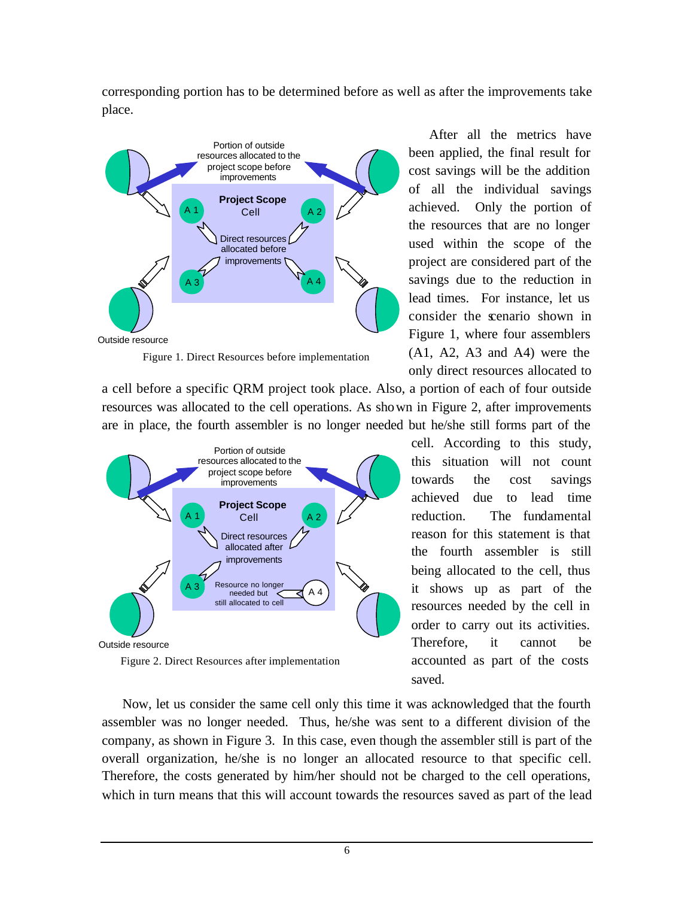corresponding portion has to be determined before as well as after the improvements take place.

After all the metrics have been applied, the final result for cost savings will be the addition of all the individual savings achieved. Only the portion of the resources that are no longer used within the scope of the project are considered part of the savings due to the reduction in lead times. For instance, let us consider the scenario shown in Figure 1, where four assemblers (A1, A2, A3 and A4) were the only direct resources allocated to a cell before a specific QRM project took place. Also, a portion of each of four outside resources was allocated to the cell operations. As shown in Figure 2, after improvements are in place, the fourth assembler is no longer needed but he/she still forms part of the cell. According to this study, this situation will not count towards the cost savings achieved due to lead time reduction. The fundamental reason for this statement is that the fourth assembler is still being allocated to the cell, thus it shows up as part of the resources needed by the cell in order to carry out its activities. Therefore, it cannot be accounted as part of the costs saved.

Figure 1. Direct Resources before implementation

Figure 2. Direct Resources after implementation

Now, let us consider the same cell only this time it was acknowledged that the fourth assembler was no longer needed. Thus, he/she was sent to a different division of the company, as shown in Figure 3. In this case, even though the assembler still is part of the overall organization, he/she is no longer an allocated resource to that specific cell. Therefore, the costs generated by him/her should not be charged to the cell operations, which in turn means that this will account towards the resources saved as part of the lead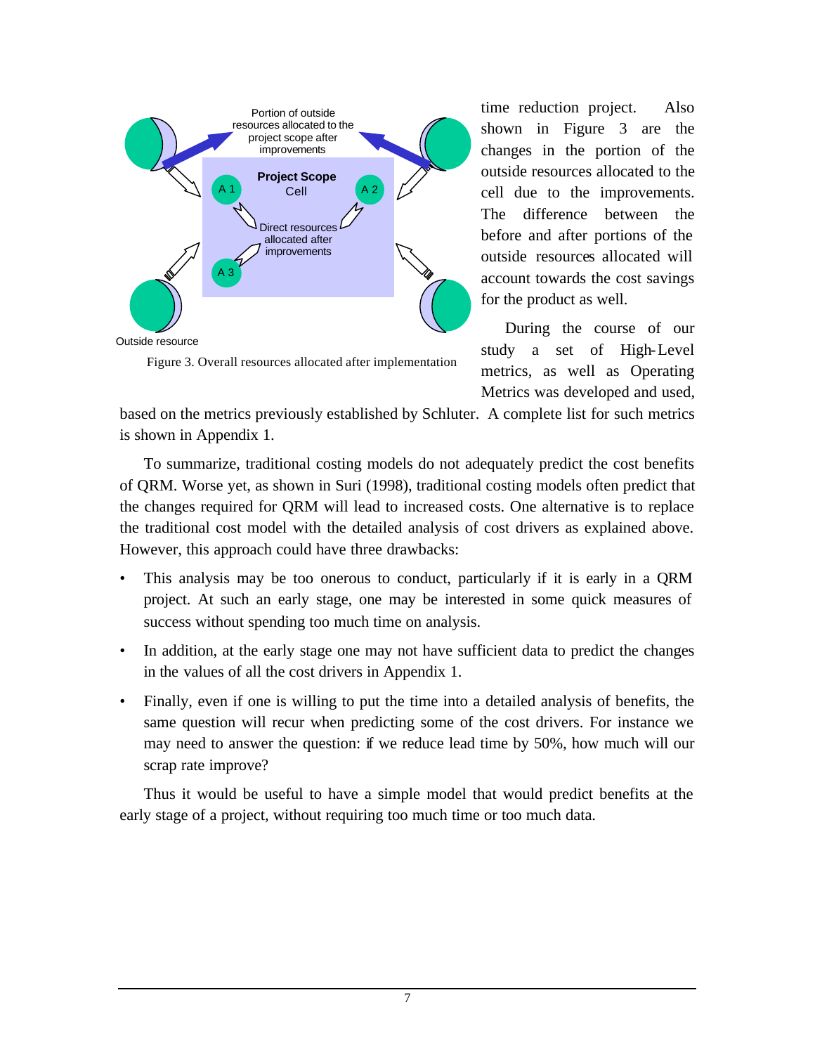time reduction project. Also shown in Figure 3 are the changes in the portion of the outside resources allocated to the cell due to the improvements. The difference between the before and after portions of the outside resources allocated will account towards the cost savings for the product as well.

Figure 3. Overall resources allocated after implementation

During the course of our study a set of High-Level metrics, as well as Operating Metrics was developed and used, based on the metrics previously established by Schluter. A complete list for such metrics is shown in Appendix 1.

To summarize, traditional costing models do not adequately predict the cost benefits of QRM. Worse yet, as shown in Suri (1998), traditional costing models often predict that the changes required for QRM will lead to increased costs. One alternative is to replace the traditional cost model with the detailed analysis of cost drivers as explained above. However, this approach could have three drawbacks:

- This analysis may be too onerous to conduct, particularly if it is early in a QRM project. At such an early stage, one may be interested in some quick measures of success without spending too much time on analysis.
- In addition, at the early stage one may not have sufficient data to predict the changes in the values of all the cost drivers in Appendix 1.
- Finally, even if one is willing to put the time into a detailed analysis of benefits, the same question will recur when predicting some of the cost drivers. For instance we may need to answer the question: if we reduce lead time by 50%, how much will our scrap rate improve?

Thus it would be useful to have a simple model that would predict benefits at the early stage of a project, without requiring too much time or too much data.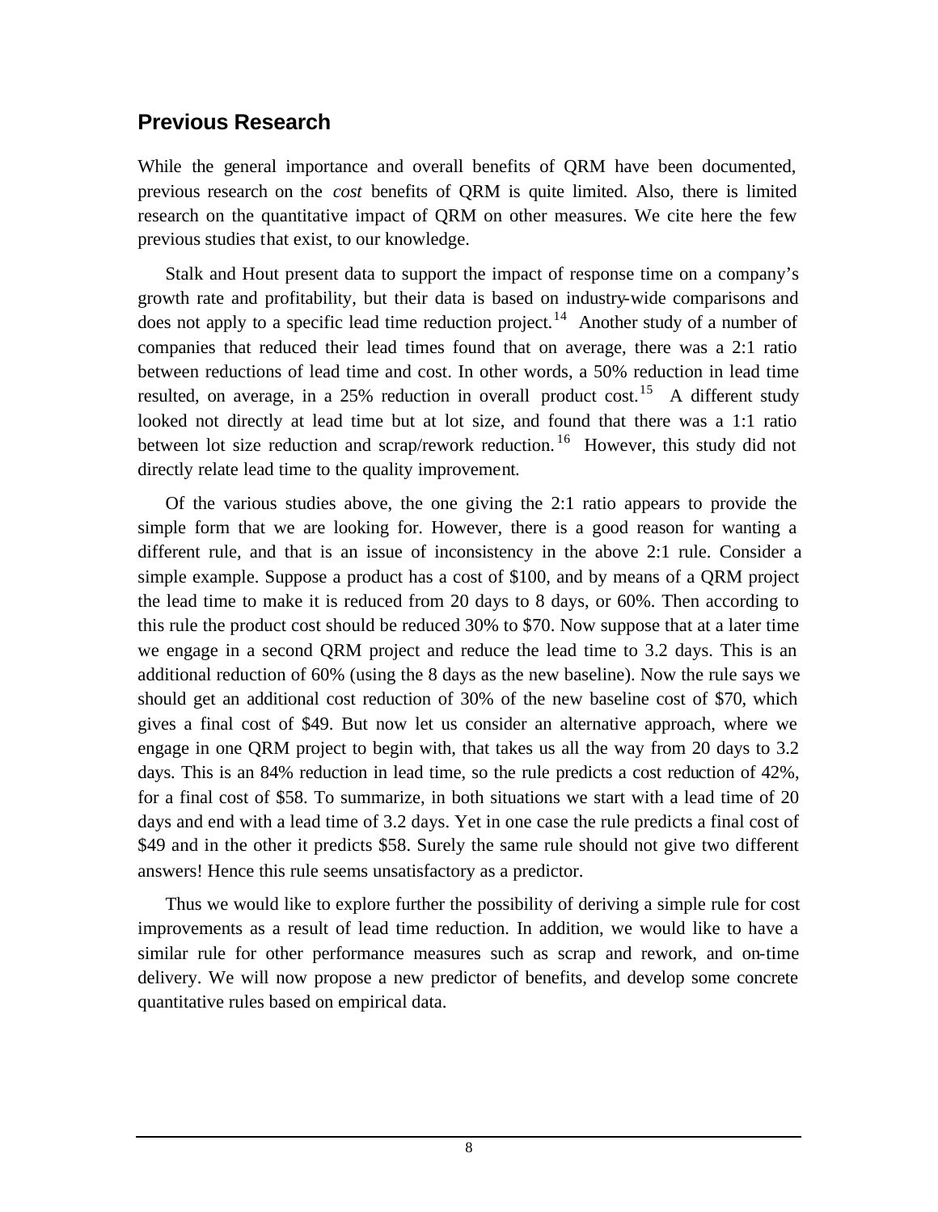## Previous Research

While the general importance and overall benefits of QRM have been documented, previous research on the *cost* benefits of QRM is quite limited. Also, there is limited research on the quantitative impact of QRM on other measures. We cite here the few previous studies that exist, to our knowledge.

Stalk and Hout present data to support the impact of response time on a company's growth rate and profitability, but their data is based on industry-wide comparisons and does not apply to a specific lead time reduction project.[14] Another study of a number of companies that reduced their lead times found that on average, there was a 2:1 ratio between reductions of lead time and cost. In other words, a 50% reduction in lead time resulted, on average, in a 25% reduction in overall product cost.[15] A different study looked not directly at lead time but at lot size, and found that there was a 1:1 ratio between lot size reduction and scrap/rework reduction.[16] However, this study did not directly relate lead time to the quality improvement.

Of the various studies above, the one giving the 2:1 ratio appears to provide the simple form that we are looking for. However, there is a good reason for wanting a different rule, and that is an issue of inconsistency in the above 2:1 rule. Consider a simple example. Suppose a product has a cost of $100, and by means of a QRM project the lead time to make it is reduced from 20 days to 8 days, or 60%. Then according to this rule the product cost should be reduced 30% to $70. Now suppose that at a later time we engage in a second QRM project and reduce the lead time to 3.2 days. This is an additional reduction of 60% (using the 8 days as the new baseline). Now the rule says we should get an additional cost reduction of 30% of the new baseline cost of $70, which gives a final cost of $49. But now let us consider an alternative approach, where we engage in one QRM project to begin with, that takes us all the way from 20 days to 3.2 days. This is an 84% reduction in lead time, so the rule predicts a cost reduction of 42%, for a final cost of $58. To summarize, in both situations we start with a lead time of 20 days and end with a lead time of 3.2 days. Yet in one case the rule predicts a final cost of $49 and in the other it predicts $58. Surely the same rule should not give two different answers! Hence this rule seems unsatisfactory as a predictor.

Thus we would like to explore further the possibility of deriving a simple rule for cost improvements as a result of lead time reduction. In addition, we would like to have a similar rule for other performance measures such as scrap and rework, and on-time delivery. We will now propose a new predictor of benefits, and develop some concrete quantitative rules based on empirical data.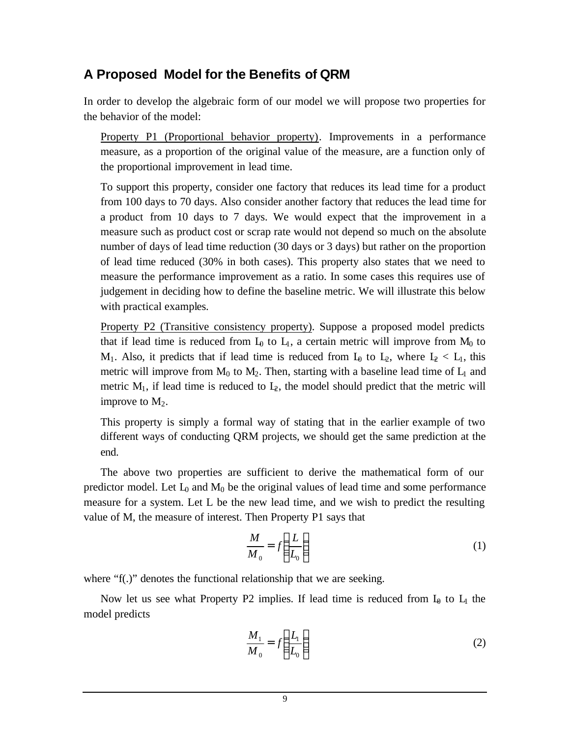## A Proposed Model for the Benefits of QRM

In order to develop the algebraic form of our model we will propose two properties for the behavior of the model:

Property P1 (Proportional behavior property). Improvements in a performance measure, as a proportion of the original value of the measure, are a function only of the proportional improvement in lead time.

To support this property, consider one factory that reduces its lead time for a product from 100 days to 70 days. Also consider another factory that reduces the lead time for a product from 10 days to 7 days. We would expect that the improvement in a measure such as product cost or scrap rate would not depend so much on the absolute number of days of lead time reduction (30 days or 3 days) but rather on the proportion of lead time reduced (30% in both cases). This property also states that we need to measure the performance improvement as a ratio. In some cases this requires use of judgement in deciding how to define the baseline metric. We will illustrate this below with practical examples.

Property P2 (Transitive consistency property). Suppose a proposed model predicts that if lead time is reduced from $L_0$ to $L_1$, a certain metric will improve from $M_0$ to $M_1$. Also, it predicts that if lead time is reduced from $L_0$ to $L_2$, where $L_2 < L_1$, this metric will improve from $M_0$ to $M_2$. Then, starting with a baseline lead time of $L_1$ and metric $M_1$, if lead time is reduced to $L_2$, the model should predict that the metric will improve to $M_2$.

This property is simply a formal way of stating that in the earlier example of two different ways of conducting QRM projects, we should get the same prediction at the end.

The above two properties are sufficient to derive the mathematical form of our predictor model. Let $L_0$ and $M_0$ be the original values of lead time and some performance measure for a system. Let L be the new lead time, and we wish to predict the resulting value of M, the measure of interest. Then Property P1 says that

$$\frac{M}{M_0} = f\left(\frac{L}{L_0}\right) \tag{1}$$

where "f(.)" denotes the functional relationship that we are seeking.

Now let us see what Property P2 implies. If lead time is reduced from $L_0$ to $L_1$ the model predicts

$$\frac{M_1}{M_0} = f\left(\frac{L_1}{L_0}\right) \tag{2}$$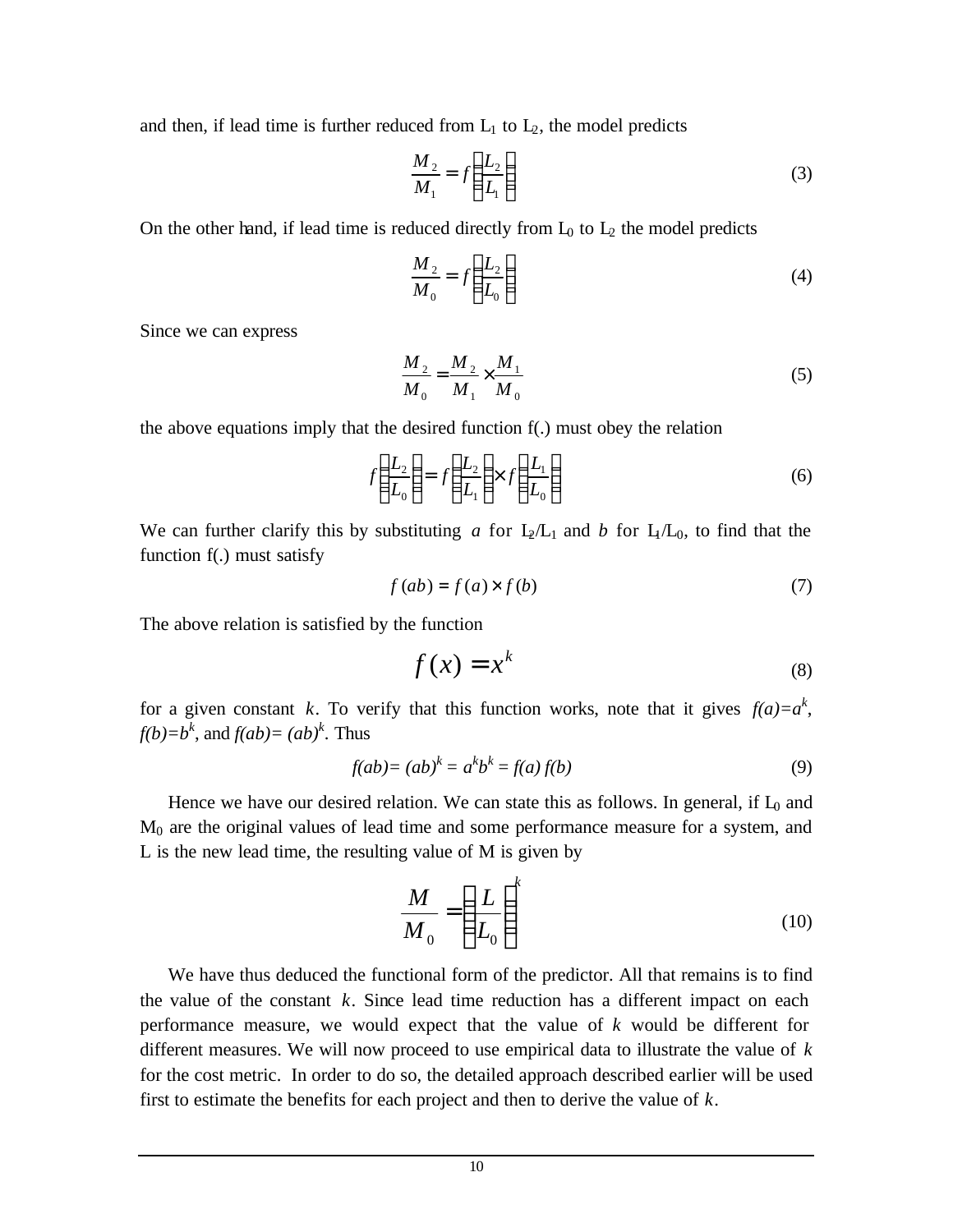and then, if lead time is further reduced from $L_1$ to $L_2$, the model predicts

$$\frac{M_2}{M_1} = f\left(\frac{L_2}{L_1}\right) \tag{3}$$

On the other hand, if lead time is reduced directly from $L_0$ to $L_2$ the model predicts

$$\frac{M_2}{M_0} = f\left(\frac{L_2}{L_0}\right) \tag{4}$$

Since we can express

$$\frac{M_2}{M_0} = \frac{M_2}{M_1} \times \frac{M_1}{M_0} \tag{5}$$

the above equations imply that the desired function f(.) must obey the relation

$$f\left(\frac{L_2}{L_0}\right) = f\left(\frac{L_2}{L_1}\right) \times f\left(\frac{L_1}{L_0}\right) \tag{6}$$

We can further clarify this by substituting $a$ for $L_2/L_1$ and $b$ for $L_1/L_0$, to find that the function f(.) must satisfy

$$f(ab) = f(a) \times f(b) \tag{7}$$

The above relation is satisfied by the function

$$f(x) = x^k \tag{8}$$

for a given constant $k$. To verify that this function works, note that it gives $f(a)=a^k$, $f(b)=b^k$, and $f(ab)=(ab)^k$. Thus

$$f(ab) = (ab)^k = a^k b^k = f(a)\,f(b) \tag{9}$$

Hence we have our desired relation. We can state this as follows. In general, if $L_0$ and $M_0$ are the original values of lead time and some performance measure for a system, and L is the new lead time, the resulting value of M is given by

$$\frac{M}{M_0} = \left(\frac{L}{L_0}\right)^k \tag{10}$$

We have thus deduced the functional form of the predictor. All that remains is to find the value of the constant $k$. Since lead time reduction has a different impact on each performance measure, we would expect that the value of $k$ would be different for different measures. We will now proceed to use empirical data to illustrate the value of $k$ for the cost metric. In order to do so, the detailed approach described earlier will be used first to estimate the benefits for each project and then to derive the value of $k$.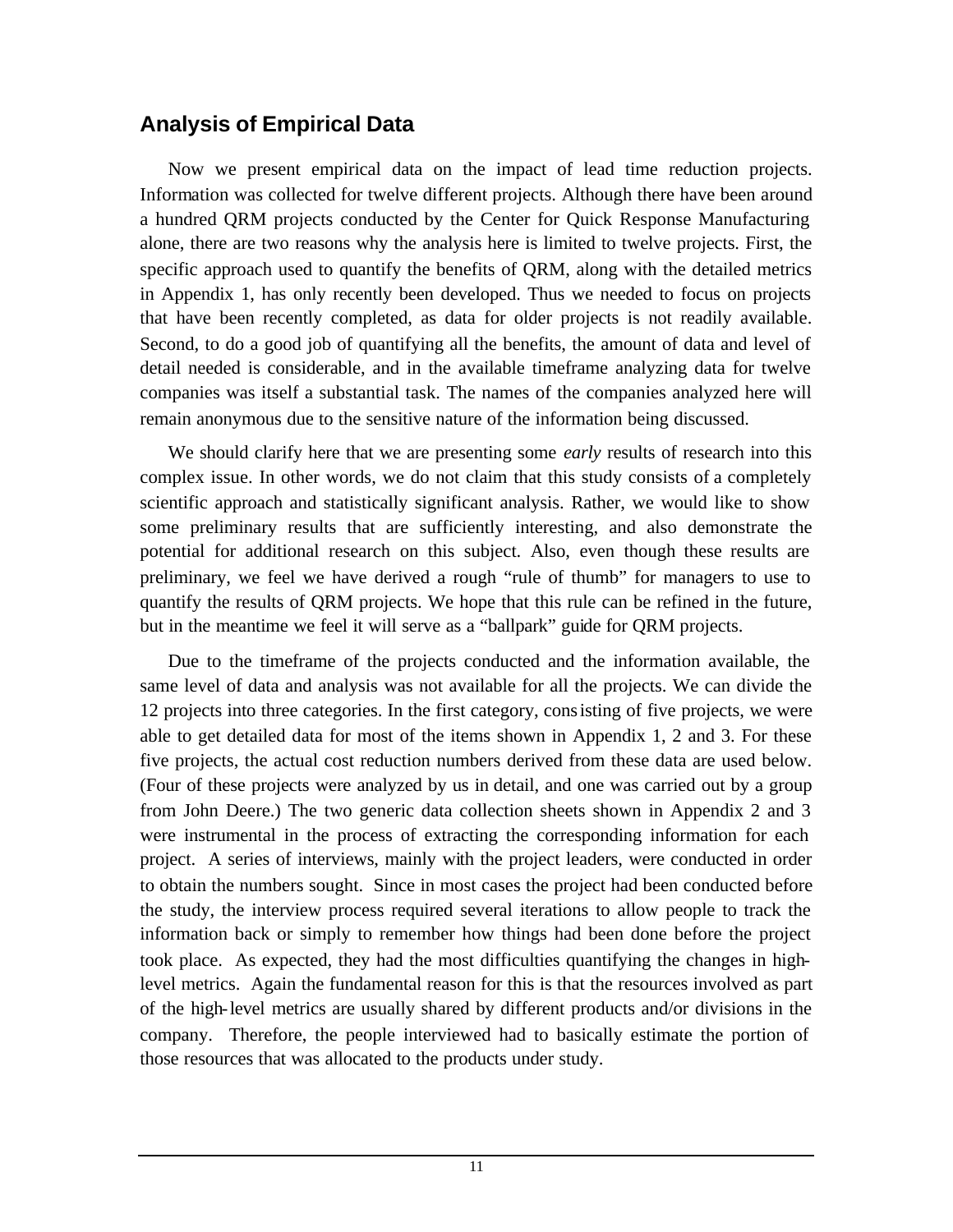## Analysis of Empirical Data

Now we present empirical data on the impact of lead time reduction projects. Information was collected for twelve different projects. Although there have been around a hundred QRM projects conducted by the Center for Quick Response Manufacturing alone, there are two reasons why the analysis here is limited to twelve projects. First, the specific approach used to quantify the benefits of QRM, along with the detailed metrics in Appendix 1, has only recently been developed. Thus we needed to focus on projects that have been recently completed, as data for older projects is not readily available. Second, to do a good job of quantifying all the benefits, the amount of data and level of detail needed is considerable, and in the available timeframe analyzing data for twelve companies was itself a substantial task. The names of the companies analyzed here will remain anonymous due to the sensitive nature of the information being discussed.

We should clarify here that we are presenting some *early* results of research into this complex issue. In other words, we do not claim that this study consists of a completely scientific approach and statistically significant analysis. Rather, we would like to show some preliminary results that are sufficiently interesting, and also demonstrate the potential for additional research on this subject. Also, even though these results are preliminary, we feel we have derived a rough "rule of thumb" for managers to use to quantify the results of QRM projects. We hope that this rule can be refined in the future, but in the meantime we feel it will serve as a "ballpark" guide for QRM projects.

Due to the timeframe of the projects conducted and the information available, the same level of data and analysis was not available for all the projects. We can divide the 12 projects into three categories. In the first category, consisting of five projects, we were able to get detailed data for most of the items shown in Appendix 1, 2 and 3. For these five projects, the actual cost reduction numbers derived from these data are used below. (Four of these projects were analyzed by us in detail, and one was carried out by a group from John Deere.) The two generic data collection sheets shown in Appendix 2 and 3 were instrumental in the process of extracting the corresponding information for each project. A series of interviews, mainly with the project leaders, were conducted in order to obtain the numbers sought. Since in most cases the project had been conducted before the study, the interview process required several iterations to allow people to track the information back or simply to remember how things had been done before the project took place. As expected, they had the most difficulties quantifying the changes in high-level metrics. Again the fundamental reason for this is that the resources involved as part of the high-level metrics are usually shared by different products and/or divisions in the company. Therefore, the people interviewed had to basically estimate the portion of those resources that was allocated to the products under study.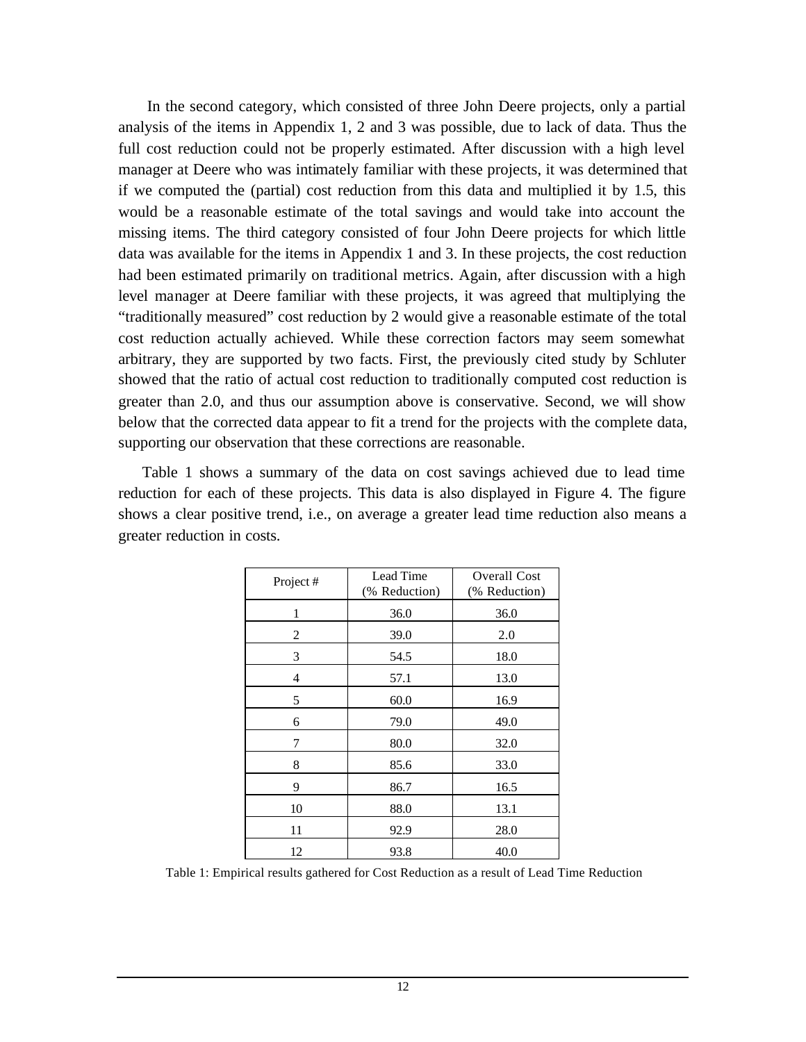In the second category, which consisted of three John Deere projects, only a partial analysis of the items in Appendix 1, 2 and 3 was possible, due to lack of data. Thus the full cost reduction could not be properly estimated. After discussion with a high level manager at Deere who was intimately familiar with these projects, it was determined that if we computed the (partial) cost reduction from this data and multiplied it by 1.5, this would be a reasonable estimate of the total savings and would take into account the missing items. The third category consisted of four John Deere projects for which little data was available for the items in Appendix 1 and 3. In these projects, the cost reduction had been estimated primarily on traditional metrics. Again, after discussion with a high level manager at Deere familiar with these projects, it was agreed that multiplying the "traditionally measured" cost reduction by 2 would give a reasonable estimate of the total cost reduction actually achieved. While these correction factors may seem somewhat arbitrary, they are supported by two facts. First, the previously cited study by Schluter showed that the ratio of actual cost reduction to traditionally computed cost reduction is greater than 2.0, and thus our assumption above is conservative. Second, we will show below that the corrected data appear to fit a trend for the projects with the complete data, supporting our observation that these corrections are reasonable.

Table 1 shows a summary of the data on cost savings achieved due to lead time reduction for each of these projects. This data is also displayed in Figure 4. The figure shows a clear positive trend, i.e., on average a greater lead time reduction also means a greater reduction in costs.

| Project # | Lead Time (% Reduction) | Overall Cost (% Reduction) |
|---|---|---|
| 1 | 36.0 | 36.0 |
| 2 | 39.0 | 2.0 |
| 3 | 54.5 | 18.0 |
| 4 | 57.1 | 13.0 |
| 5 | 60.0 | 16.9 |
| 6 | 79.0 | 49.0 |
| 7 | 80.0 | 32.0 |
| 8 | 85.6 | 33.0 |
| 9 | 86.7 | 16.5 |
| 10 | 88.0 | 13.1 |
| 11 | 92.9 | 28.0 |
| 12 | 93.8 | 40.0 |

Table 1: Empirical results gathered for Cost Reduction as a result of Lead Time Reduction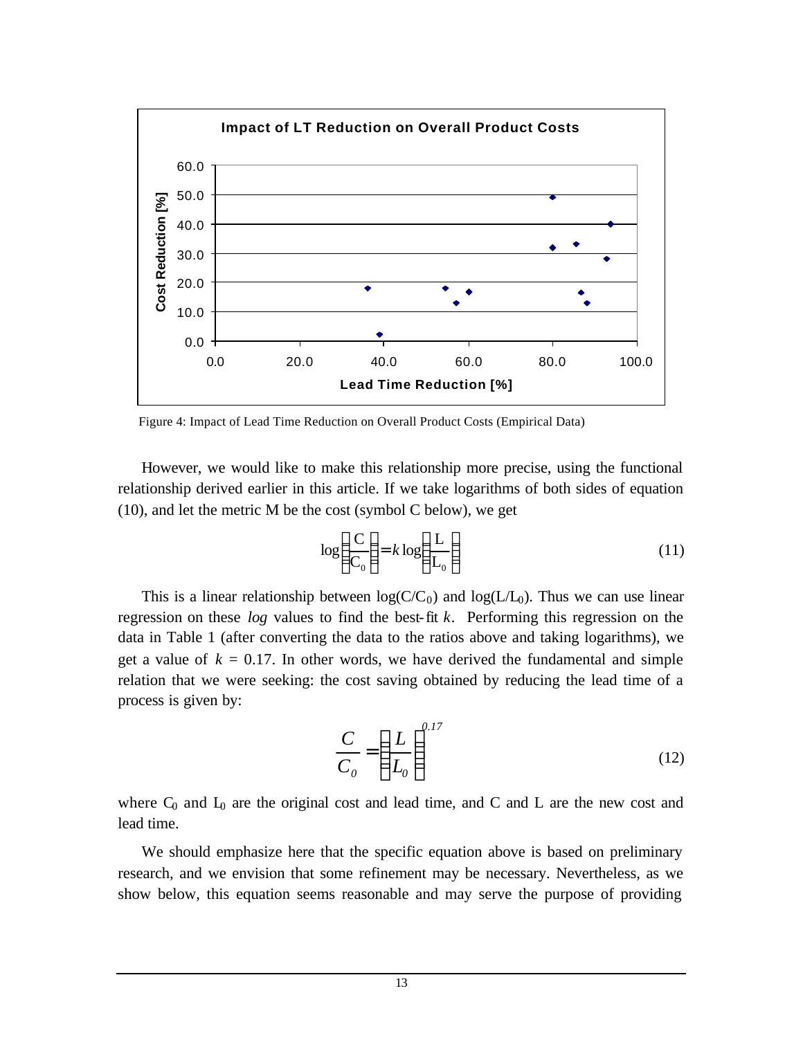Figure 4: Impact of Lead Time Reduction on Overall Product Costs (Empirical Data)

However, we would like to make this relationship more precise, using the functional relationship derived earlier in this article. If we take logarithms of both sides of equation (10), and let the metric M be the cost (symbol C below), we get

$$\log\left(\frac{C}{C_0}\right) = k \log\left(\frac{L}{L_0}\right) \tag{11}$$

This is a linear relationship between $\log(C/C_0)$ and $\log(L/L_0)$. Thus we can use linear regression on these *log* values to find the best-fit $k$. Performing this regression on the data in Table 1 (after converting the data to the ratios above and taking logarithms), we get a value of $k = 0.17$. In other words, we have derived the fundamental and simple relation that we were seeking: the cost saving obtained by reducing the lead time of a process is given by:

$$\frac{C}{C_0} = \left(\frac{L}{L_0}\right)^{0.17} \tag{12}$$

where $C_0$ and $L_0$ are the original cost and lead time, and C and L are the new cost and lead time.

We should emphasize here that the specific equation above is based on preliminary research, and we envision that some refinement may be necessary. Nevertheless, as we show below, this equation seems reasonable and may serve the purpose of providing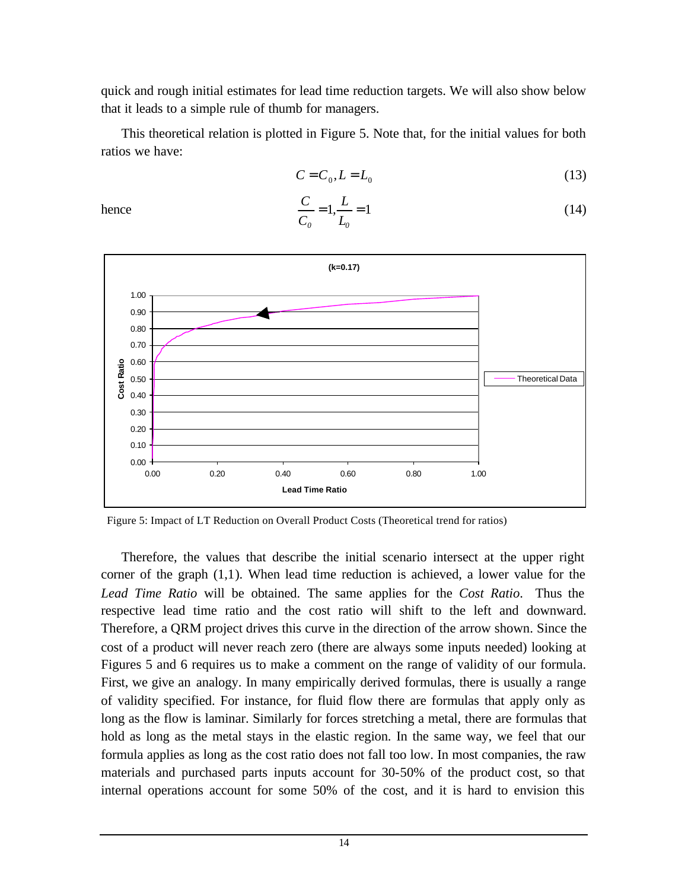quick and rough initial estimates for lead time reduction targets. We will also show below that it leads to a simple rule of thumb for managers.

This theoretical relation is plotted in Figure 5. Note that, for the initial values for both ratios we have:

$$C = C_0, L = L_0 \tag{13}$$

hence

$$\frac{C}{C_0} = 1, \frac{L}{L_0} = 1 \tag{14}$$

Figure 5: Impact of LT Reduction on Overall Product Costs (Theoretical trend for ratios)

Therefore, the values that describe the initial scenario intersect at the upper right corner of the graph (1,1). When lead time reduction is achieved, a lower value for the *Lead Time Ratio* will be obtained. The same applies for the *Cost Ratio*. Thus the respective lead time ratio and the cost ratio will shift to the left and downward. Therefore, a QRM project drives this curve in the direction of the arrow shown. Since the cost of a product will never reach zero (there are always some inputs needed) looking at Figures 5 and 6 requires us to make a comment on the range of validity of our formula. First, we give an analogy. In many empirically derived formulas, there is usually a range of validity specified. For instance, for fluid flow there are formulas that apply only as long as the flow is laminar. Similarly for forces stretching a metal, there are formulas that hold as long as the metal stays in the elastic region. In the same way, we feel that our formula applies as long as the cost ratio does not fall too low. In most companies, the raw materials and purchased parts inputs account for 30-50% of the product cost, so that internal operations account for some 50% of the cost, and it is hard to envision this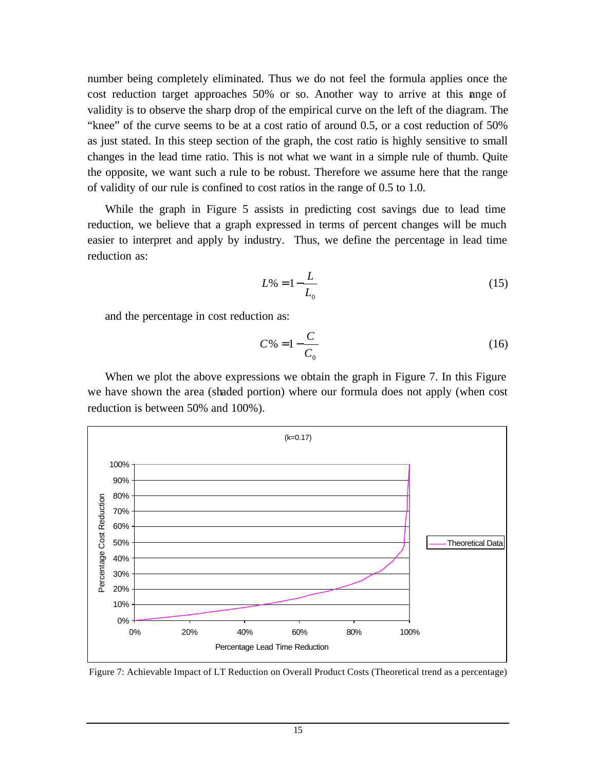number being completely eliminated. Thus we do not feel the formula applies once the cost reduction target approaches 50% or so. Another way to arrive at this range of validity is to observe the sharp drop of the empirical curve on the left of the diagram. The "knee" of the curve seems to be at a cost ratio of around 0.5, or a cost reduction of 50% as just stated. In this steep section of the graph, the cost ratio is highly sensitive to small changes in the lead time ratio. This is not what we want in a simple rule of thumb. Quite the opposite, we want such a rule to be robust. Therefore we assume here that the range of validity of our rule is confined to cost ratios in the range of 0.5 to 1.0.

While the graph in Figure 5 assists in predicting cost savings due to lead time reduction, we believe that a graph expressed in terms of percent changes will be much easier to interpret and apply by industry. Thus, we define the percentage in lead time reduction as:

$$L\% = 1 - \frac{L}{L_0} \tag{15}$$

and the percentage in cost reduction as:

$$C\% = 1 - \frac{C}{C_0} \tag{16}$$

When we plot the above expressions we obtain the graph in Figure 7. In this Figure we have shown the area (shaded portion) where our formula does not apply (when cost reduction is between 50% and 100%).

Figure 7: Achievable Impact of LT Reduction on Overall Product Costs (Theoretical trend as a percentage)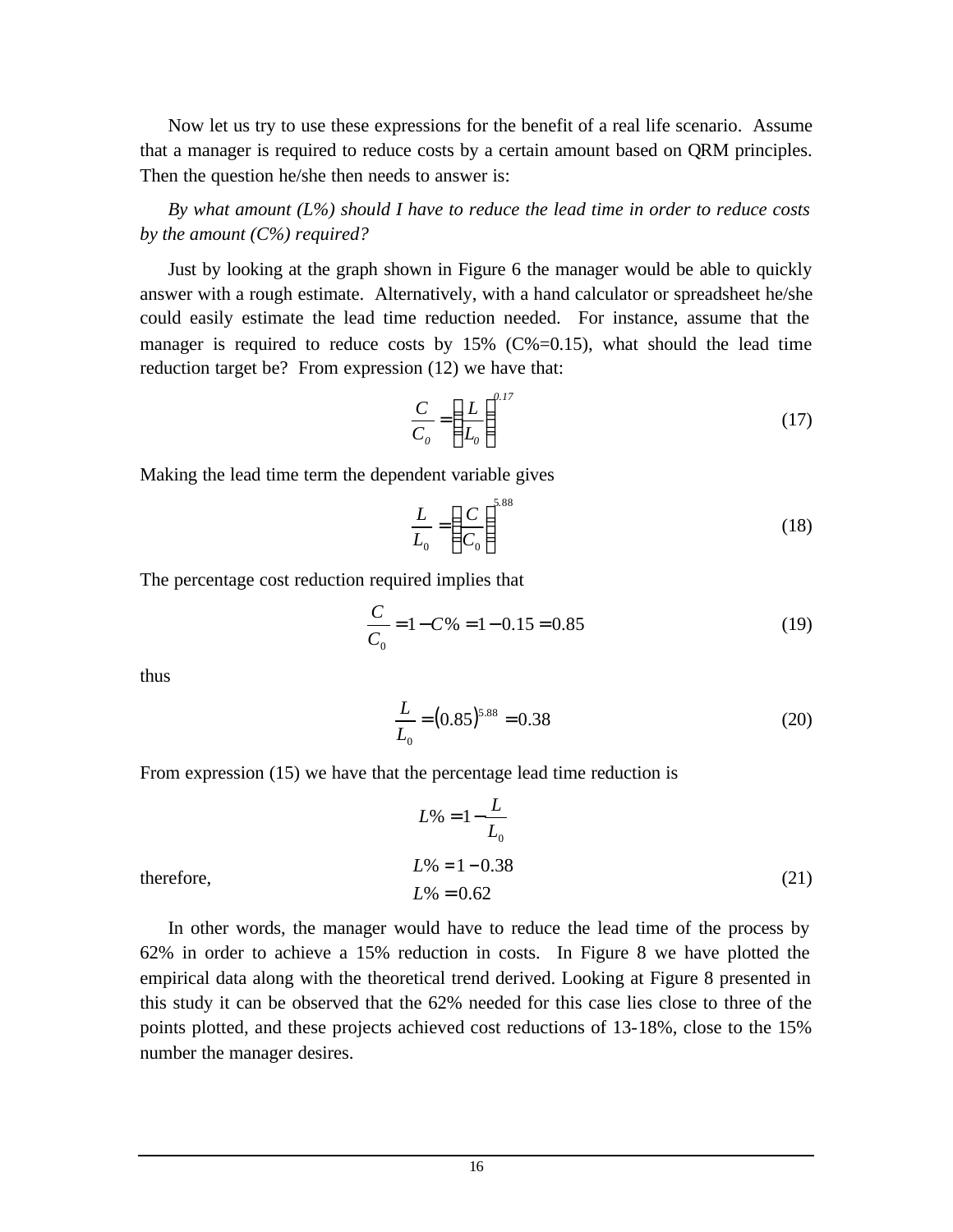Now let us try to use these expressions for the benefit of a real life scenario. Assume that a manager is required to reduce costs by a certain amount based on QRM principles. Then the question he/she then needs to answer is:

*By what amount (L%) should I have to reduce the lead time in order to reduce costs by the amount (C%) required?*

Just by looking at the graph shown in Figure 6 the manager would be able to quickly answer with a rough estimate. Alternatively, with a hand calculator or spreadsheet he/she could easily estimate the lead time reduction needed. For instance, assume that the manager is required to reduce costs by 15% (C%=0.15), what should the lead time reduction target be? From expression (12) we have that:

$$\frac{C}{C_0} = \left(\frac{L}{L_0}\right)^{0.17} \tag{17}$$

Making the lead time term the dependent variable gives

$$\frac{L}{L_0} = \left(\frac{C}{C_0}\right)^{5.88} \tag{18}$$

The percentage cost reduction required implies that

$$\frac{C}{C_0} = 1 - C\% = 1 - 0.15 = 0.85 \tag{19}$$

thus

$$\frac{L}{L_0} = (0.85)^{5.88} = 0.38 \tag{20}$$

From expression (15) we have that the percentage lead time reduction is

$$L\% = 1 - \frac{L}{L_0}$$

therefore,

$$\begin{aligned} L\% &= 1 - 0.38 \\ L\% &= 0.62 \end{aligned} \tag{21}$$

In other words, the manager would have to reduce the lead time of the process by 62% in order to achieve a 15% reduction in costs. In Figure 8 we have plotted the empirical data along with the theoretical trend derived. Looking at Figure 8 presented in this study it can be observed that the 62% needed for this case lies close to three of the points plotted, and these projects achieved cost reductions of 13-18%, close to the 15% number the manager desires.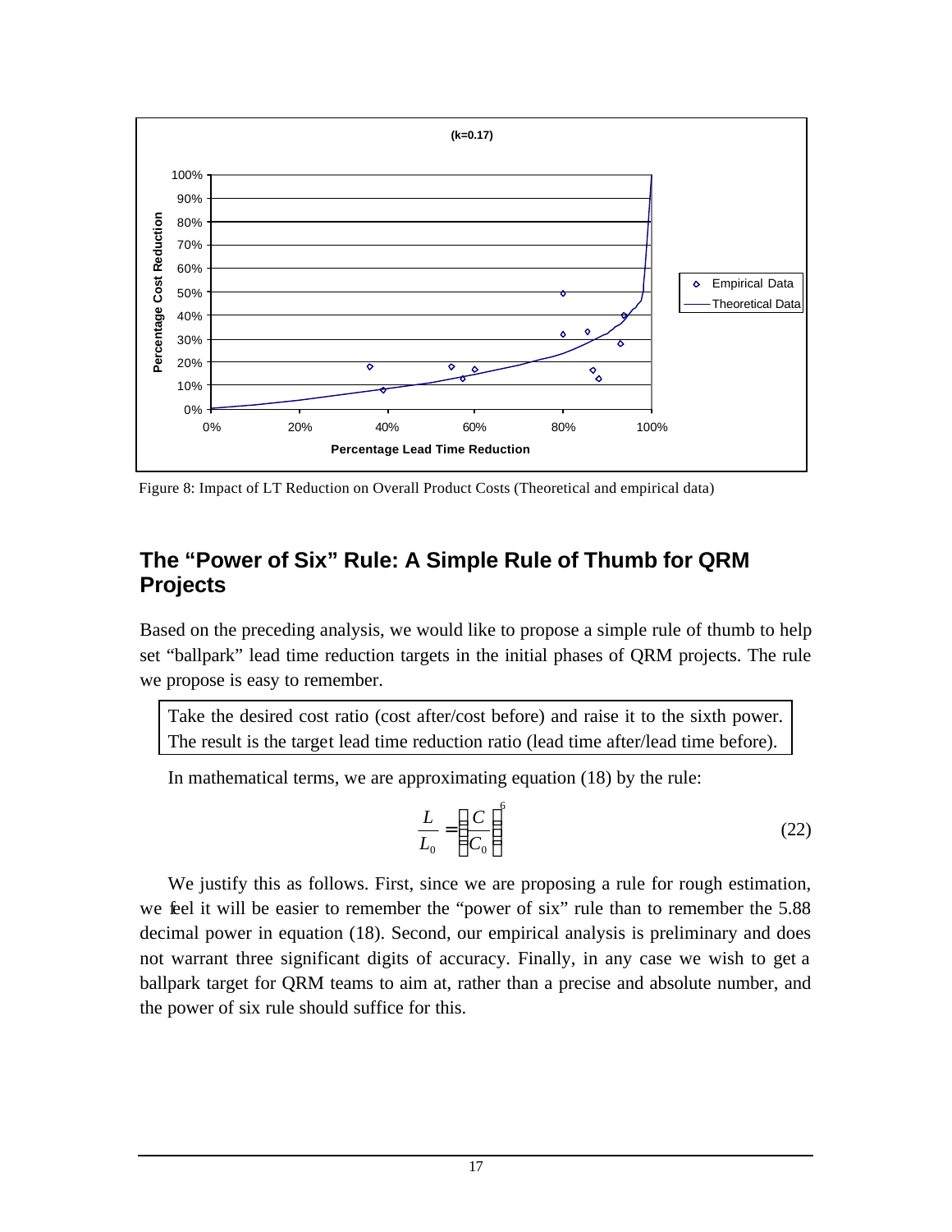Figure 8: Impact of LT Reduction on Overall Product Costs (Theoretical and empirical data)

## The "Power of Six" Rule: A Simple Rule of Thumb for QRM Projects

Based on the preceding analysis, we would like to propose a simple rule of thumb to help set "ballpark" lead time reduction targets in the initial phases of QRM projects. The rule we propose is easy to remember.

> Take the desired cost ratio (cost after/cost before) and raise it to the sixth power. The result is the target lead time reduction ratio (lead time after/lead time before).

In mathematical terms, we are approximating equation (18) by the rule:

$$\frac{L}{L_0} = \left(\frac{C}{C_0}\right)^6 \tag{22}$$

We justify this as follows. First, since we are proposing a rule for rough estimation, we feel it will be easier to remember the "power of six" rule than to remember the 5.88 decimal power in equation (18). Second, our empirical analysis is preliminary and does not warrant three significant digits of accuracy. Finally, in any case we wish to get a ballpark target for QRM teams to aim at, rather than a precise and absolute number, and the power of six rule should suffice for this.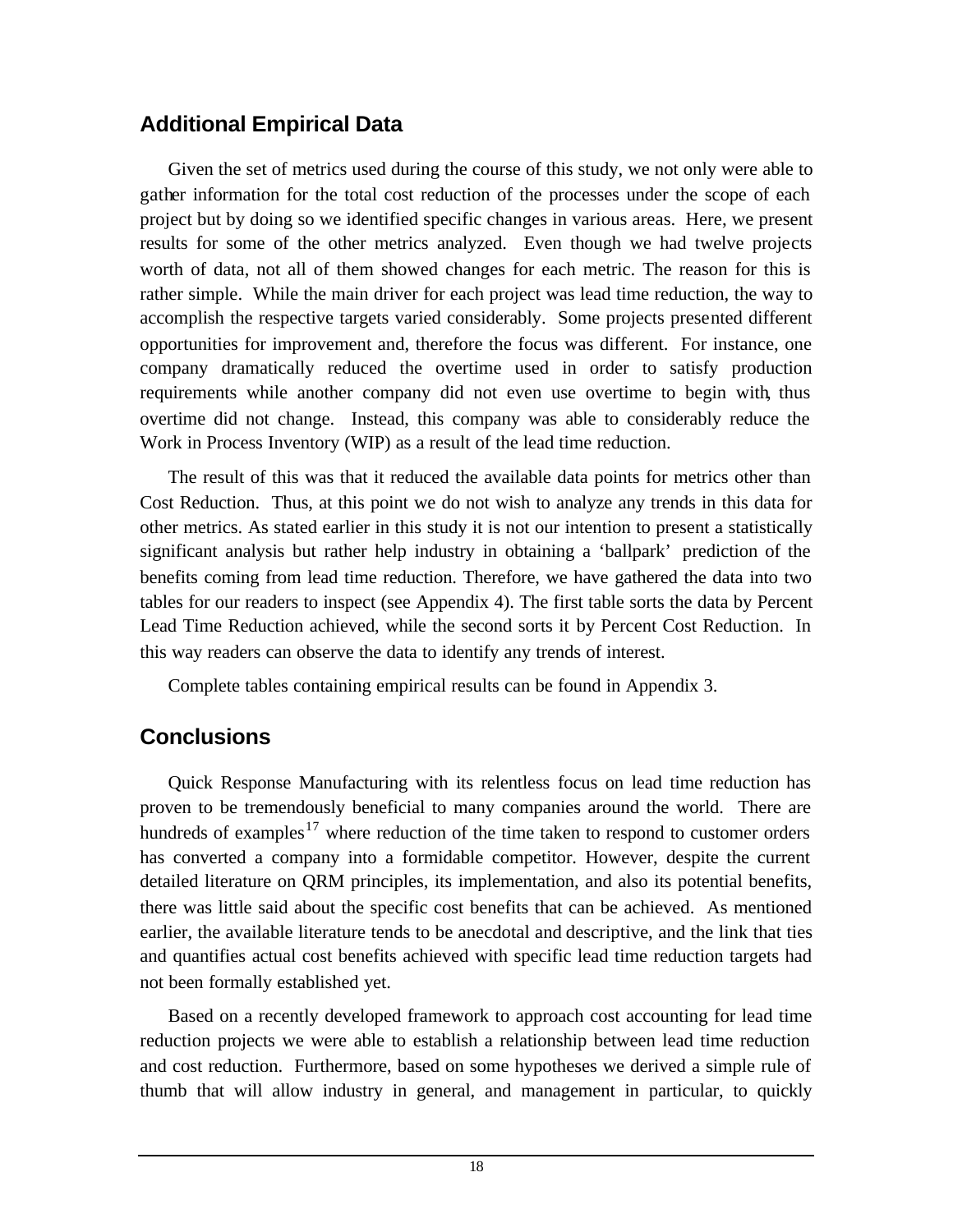## Additional Empirical Data

Given the set of metrics used during the course of this study, we not only were able to gather information for the total cost reduction of the processes under the scope of each project but by doing so we identified specific changes in various areas. Here, we present results for some of the other metrics analyzed. Even though we had twelve projects worth of data, not all of them showed changes for each metric. The reason for this is rather simple. While the main driver for each project was lead time reduction, the way to accomplish the respective targets varied considerably. Some projects presented different opportunities for improvement and, therefore the focus was different. For instance, one company dramatically reduced the overtime used in order to satisfy production requirements while another company did not even use overtime to begin with, thus overtime did not change. Instead, this company was able to considerably reduce the Work in Process Inventory (WIP) as a result of the lead time reduction.

The result of this was that it reduced the available data points for metrics other than Cost Reduction. Thus, at this point we do not wish to analyze any trends in this data for other metrics. As stated earlier in this study it is not our intention to present a statistically significant analysis but rather help industry in obtaining a 'ballpark' prediction of the benefits coming from lead time reduction. Therefore, we have gathered the data into two tables for our readers to inspect (see Appendix 4). The first table sorts the data by Percent Lead Time Reduction achieved, while the second sorts it by Percent Cost Reduction. In this way readers can observe the data to identify any trends of interest.

Complete tables containing empirical results can be found in Appendix 3.

## Conclusions

Quick Response Manufacturing with its relentless focus on lead time reduction has proven to be tremendously beneficial to many companies around the world. There are hundreds of examples[17] where reduction of the time taken to respond to customer orders has converted a company into a formidable competitor. However, despite the current detailed literature on QRM principles, its implementation, and also its potential benefits, there was little said about the specific cost benefits that can be achieved. As mentioned earlier, the available literature tends to be anecdotal and descriptive, and the link that ties and quantifies actual cost benefits achieved with specific lead time reduction targets had not been formally established yet.

Based on a recently developed framework to approach cost accounting for lead time reduction projects we were able to establish a relationship between lead time reduction and cost reduction. Furthermore, based on some hypotheses we derived a simple rule of thumb that will allow industry in general, and management in particular, to quickly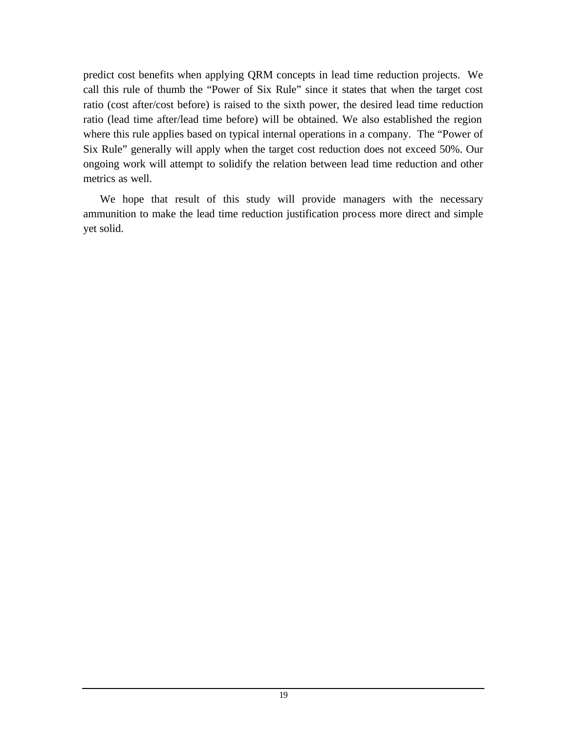predict cost benefits when applying QRM concepts in lead time reduction projects. We call this rule of thumb the "Power of Six Rule" since it states that when the target cost ratio (cost after/cost before) is raised to the sixth power, the desired lead time reduction ratio (lead time after/lead time before) will be obtained. We also established the region where this rule applies based on typical internal operations in a company. The "Power of Six Rule" generally will apply when the target cost reduction does not exceed 50%. Our ongoing work will attempt to solidify the relation between lead time reduction and other metrics as well.

We hope that result of this study will provide managers with the necessary ammunition to make the lead time reduction justification process more direct and simple yet solid.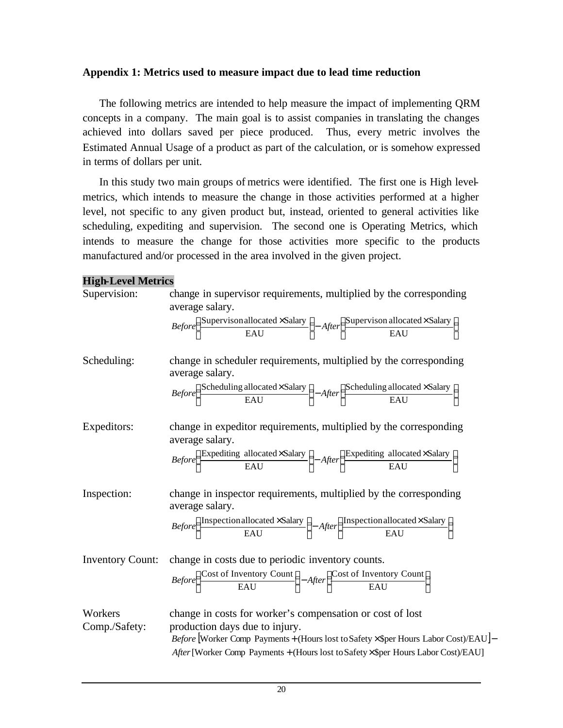## Appendix 1: Metrics used to measure impact due to lead time reduction

The following metrics are intended to help measure the impact of implementing QRM concepts in a company. The main goal is to assist companies in translating the changes achieved into dollars saved per piece produced. Thus, every metric involves the Estimated Annual Usage of a product as part of the calculation, or is somehow expressed in terms of dollars per unit.

In this study two main groups of metrics were identified. The first one is High level-metrics, which intends to measure the change in those activities performed at a higher level, not specific to any given product but, instead, oriented to general activities like scheduling, expediting and supervision. The second one is Operating Metrics, which intends to measure the change for those activities more specific to the products manufactured and/or processed in the area involved in the given project.

### High-Level Metrics

**Supervision:** change in supervisor requirements, multiplied by the corresponding average salary.

$$Before\left(\frac{\text{Supervison allocated} \times \text{Salary}}{\text{EAU}}\right) - After\left(\frac{\text{Supervison allocated} \times \text{Salary}}{\text{EAU}}\right)$$

**Scheduling:** change in scheduler requirements, multiplied by the corresponding average salary.

$$Before\left(\frac{\text{Scheduling allocated} \times \text{Salary}}{\text{EAU}}\right) - After\left(\frac{\text{Scheduling allocated} \times \text{Salary}}{\text{EAU}}\right)$$

**Expeditors:** change in expeditor requirements, multiplied by the corresponding average salary.

$$Before\left(\frac{\text{Expediting allocated} \times \text{Salary}}{\text{EAU}}\right) - After\left(\frac{\text{Expediting allocated} \times \text{Salary}}{\text{EAU}}\right)$$

**Inspection:** change in inspector requirements, multiplied by the corresponding average salary.

$$Before\left(\frac{\text{Inspection allocated} \times \text{Salary}}{\text{EAU}}\right) - After\left(\frac{\text{Inspection allocated} \times \text{Salary}}{\text{EAU}}\right)$$

**Inventory Count:** change in costs due to periodic inventory counts.

$$Before\left(\frac{\text{Cost of Inventory Count}}{\text{EAU}}\right) - After\left(\frac{\text{Cost of Inventory Count}}{\text{EAU}}\right)$$

**Workers Comp./Safety:** change in costs for worker's compensation or cost of lost production days due to injury.

$$Before\left[\text{Worker Comp Payments} + (\text{Hours lost to Safety} \times \text{\$per Hours Labor Cost})/\text{EAU}\right] -$$
$$After\left[\text{Worker Comp Payments} + (\text{Hours lost to Safety} \times \text{\$per Hours Labor Cost})/\text{EAU}\right]$$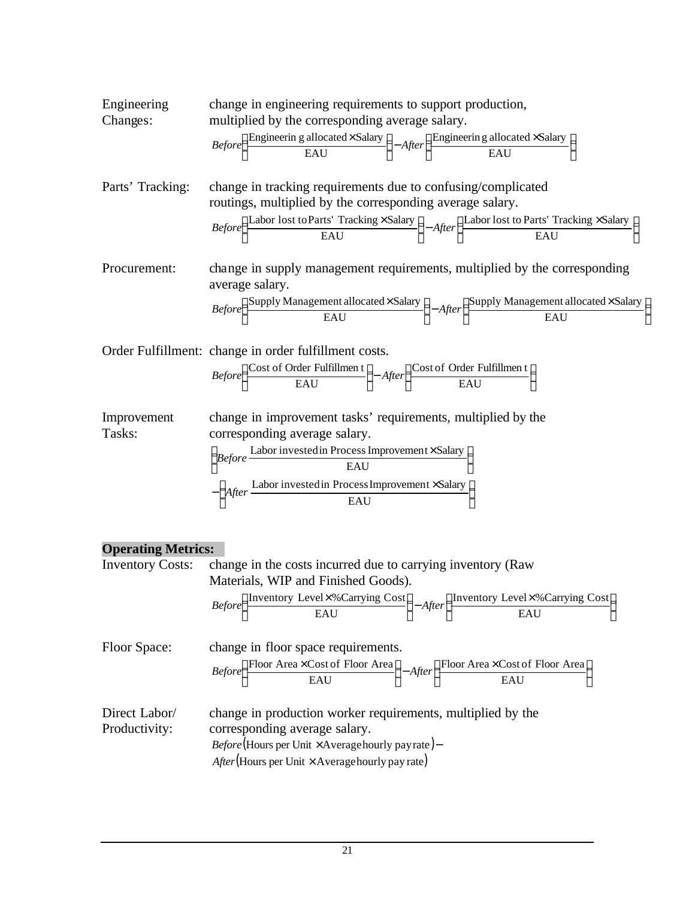**Engineering Changes:** change in engineering requirements to support production, multiplied by the corresponding average salary.

$$Before\left(\frac{\text{Engineering allocated} \times \text{Salary}}{\text{EAU}}\right) - After\left(\frac{\text{Engineering allocated} \times \text{Salary}}{\text{EAU}}\right)$$

**Parts' Tracking:** change in tracking requirements due to confusing/complicated routings, multiplied by the corresponding average salary.

$$Before\left(\frac{\text{Labor lost to Parts' Tracking} \times \text{Salary}}{\text{EAU}}\right) - After\left(\frac{\text{Labor lost to Parts' Tracking} \times \text{Salary}}{\text{EAU}}\right)$$

**Procurement:** change in supply management requirements, multiplied by the corresponding average salary.

$$Before\left(\frac{\text{Supply Management allocated} \times \text{Salary}}{\text{EAU}}\right) - After\left(\frac{\text{Supply Management allocated} \times \text{Salary}}{\text{EAU}}\right)$$

**Order Fulfillment:** change in order fulfillment costs.

$$Before\left(\frac{\text{Cost of Order Fulfillment}}{\text{EAU}}\right) - After\left(\frac{\text{Cost of Order Fulfillment}}{\text{EAU}}\right)$$

**Improvement Tasks:** change in improvement tasks' requirements, multiplied by the corresponding average salary.

$$\left(Before\ \frac{\text{Labor invested in Process Improvement} \times \text{Salary}}{\text{EAU}}\right) - \left(After\ \frac{\text{Labor invested in Process Improvement} \times \text{Salary}}{\text{EAU}}\right)$$

## Operating Metrics:

**Inventory Costs:** change in the costs incurred due to carrying inventory (Raw Materials, WIP and Finished Goods).

$$Before\left(\frac{\text{Inventory Level} \times \text{\%Carrying Cost}}{\text{EAU}}\right) - After\left(\frac{\text{Inventory Level} \times \text{\%Carrying Cost}}{\text{EAU}}\right)$$

**Floor Space:** change in floor space requirements.

$$Before\left(\frac{\text{Floor Area} \times \text{Cost of Floor Area}}{\text{EAU}}\right) - After\left(\frac{\text{Floor Area} \times \text{Cost of Floor Area}}{\text{EAU}}\right)$$

**Direct Labor/ Productivity:** change in production worker requirements, multiplied by the corresponding average salary.

$$Before(\text{Hours per Unit} \times \text{Average hourly pay rate}) - After(\text{Hours per Unit} \times \text{Average hourly pay rate})$$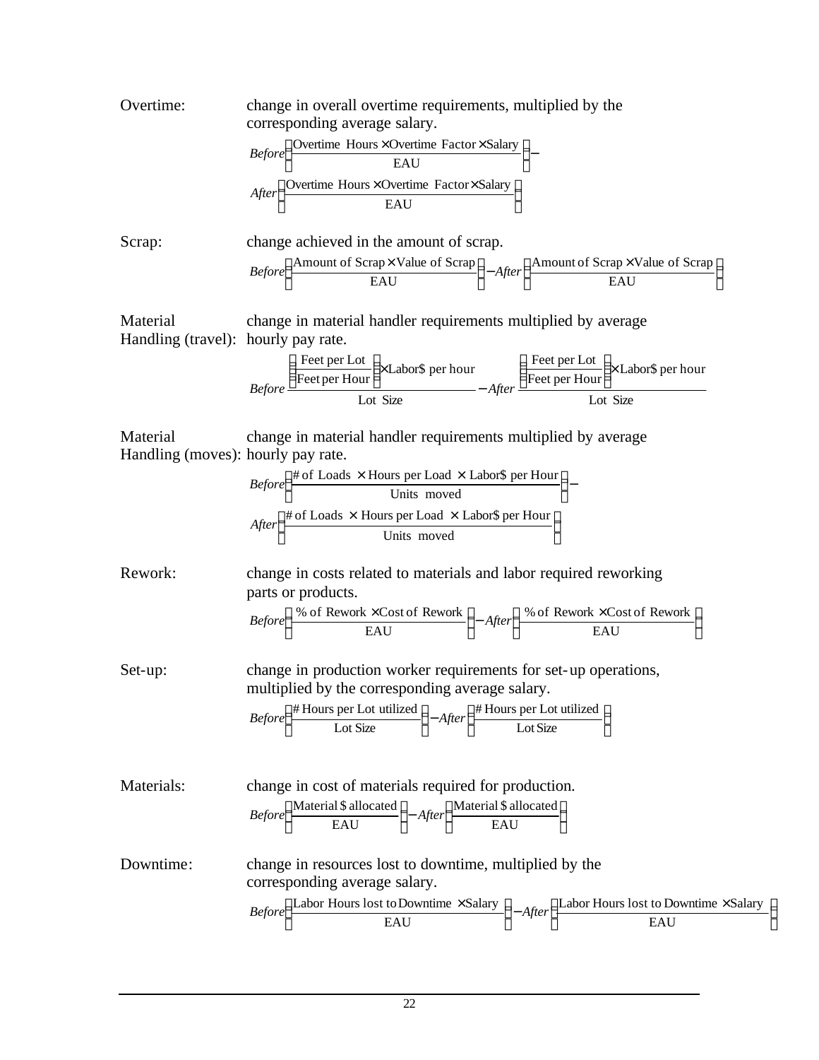Overtime: change in overall overtime requirements, multiplied by the corresponding average salary.

$$Before\left(\frac{\text{Overtime Hours} \times \text{Overtime Factor} \times \text{Salary}}{\text{EAU}}\right) - After\left(\frac{\text{Overtime Hours} \times \text{Overtime Factor} \times \text{Salary}}{\text{EAU}}\right)$$

Scrap: change achieved in the amount of scrap.

$$Before\left(\frac{\text{Amount of Scrap} \times \text{Value of Scrap}}{\text{EAU}}\right) - After\left(\frac{\text{Amount of Scrap} \times \text{Value of Scrap}}{\text{EAU}}\right)$$

Material Handling (travel): change in material handler requirements multiplied by average hourly pay rate.

$$Before\,\frac{\left(\frac{\text{Feet per Lot}}{\text{Feet per Hour}}\right) \times \text{Labor\$ per hour}}{\text{Lot Size}} - After\,\frac{\left(\frac{\text{Feet per Lot}}{\text{Feet per Hour}}\right) \times \text{Labor\$ per hour}}{\text{Lot Size}}$$

Material Handling (moves): change in material handler requirements multiplied by average hourly pay rate.

$$Before\left(\frac{\text{\# of Loads} \times \text{Hours per Load} \times \text{Labor\$ per Hour}}{\text{Units moved}}\right) - After\left(\frac{\text{\# of Loads} \times \text{Hours per Load} \times \text{Labor\$ per Hour}}{\text{Units moved}}\right)$$

Rework: change in costs related to materials and labor required reworking parts or products.

$$Before\left(\frac{\text{\% of Rework} \times \text{Cost of Rework}}{\text{EAU}}\right) - After\left(\frac{\text{\% of Rework} \times \text{Cost of Rework}}{\text{EAU}}\right)$$

Set-up: change in production worker requirements for set-up operations, multiplied by the corresponding average salary.

$$Before\left(\frac{\text{\# Hours per Lot utilized}}{\text{Lot Size}}\right) - After\left(\frac{\text{\# Hours per Lot utilized}}{\text{Lot Size}}\right)$$

Materials: change in cost of materials required for production.

$$Before\left(\frac{\text{Material \$ allocated}}{\text{EAU}}\right) - After\left(\frac{\text{Material \$ allocated}}{\text{EAU}}\right)$$

Downtime: change in resources lost to downtime, multiplied by the corresponding average salary.

$$Before\left(\frac{\text{Labor Hours lost to Downtime} \times \text{Salary}}{\text{EAU}}\right) - After\left(\frac{\text{Labor Hours lost to Downtime} \times \text{Salary}}{\text{EAU}}\right)$$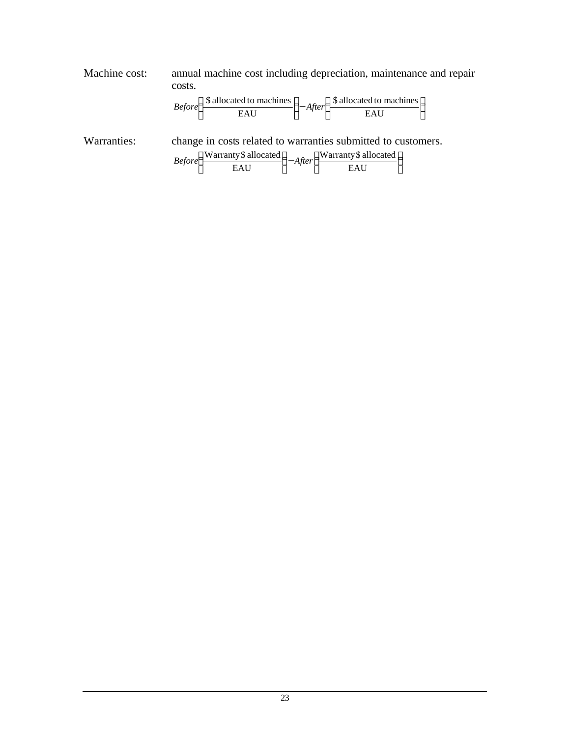Machine cost: annual machine cost including depreciation, maintenance and repair costs.

$$Before\left(\frac{\text{\$ allocated to machines}}{\text{EAU}}\right) - After\left(\frac{\text{\$ allocated to machines}}{\text{EAU}}\right)$$

Warranties: change in costs related to warranties submitted to customers.

$$Before\left(\frac{\text{Warranty \$ allocated}}{\text{EAU}}\right) - After\left(\frac{\text{Warranty \$ allocated}}{\text{EAU}}\right)$$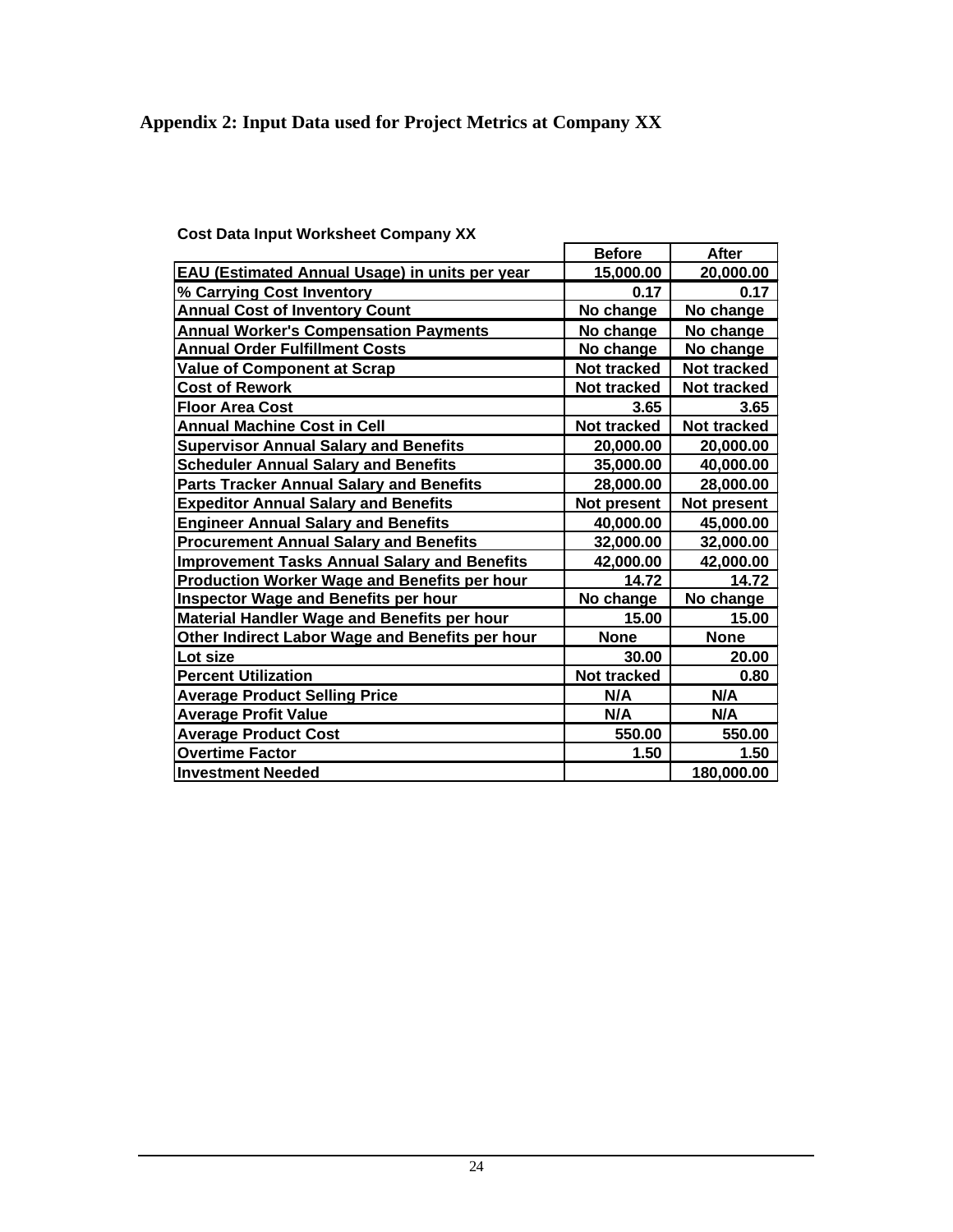## Appendix 2: Input Data used for Project Metrics at Company XX

**Cost Data Input Worksheet Company XX**

| | Before | After |
|---|---|---|
| EAU (Estimated Annual Usage) in units per year | 15,000.00 | 20,000.00 |
| % Carrying Cost Inventory | 0.17 | 0.17 |
| Annual Cost of Inventory Count | No change | No change |
| Annual Worker's Compensation Payments | No change | No change |
| Annual Order Fulfillment Costs | No change | No change |
| Value of Component at Scrap | Not tracked | Not tracked |
| Cost of Rework | Not tracked | Not tracked |
| Floor Area Cost | 3.65 | 3.65 |
| Annual Machine Cost in Cell | Not tracked | Not tracked |
| Supervisor Annual Salary and Benefits | 20,000.00 | 20,000.00 |
| Scheduler Annual Salary and Benefits | 35,000.00 | 40,000.00 |
| Parts Tracker Annual Salary and Benefits | 28,000.00 | 28,000.00 |
| Expeditor Annual Salary and Benefits | Not present | Not present |
| Engineer Annual Salary and Benefits | 40,000.00 | 45,000.00 |
| Procurement Annual Salary and Benefits | 32,000.00 | 32,000.00 |
| Improvement Tasks Annual Salary and Benefits | 42,000.00 | 42,000.00 |
| Production Worker Wage and Benefits per hour | 14.72 | 14.72 |
| Inspector Wage and Benefits per hour | No change | No change |
| Material Handler Wage and Benefits per hour | 15.00 | 15.00 |
| Other Indirect Labor Wage and Benefits per hour | None | None |
| Lot size | 30.00 | 20.00 |
| Percent Utilization | Not tracked | 0.80 |
| Average Product Selling Price | N/A | N/A |
| Average Profit Value | N/A | N/A |
| Average Product Cost | 550.00 | 550.00 |
| Overtime Factor | 1.50 | 1.50 |
| Investment Needed | | 180,000.00 |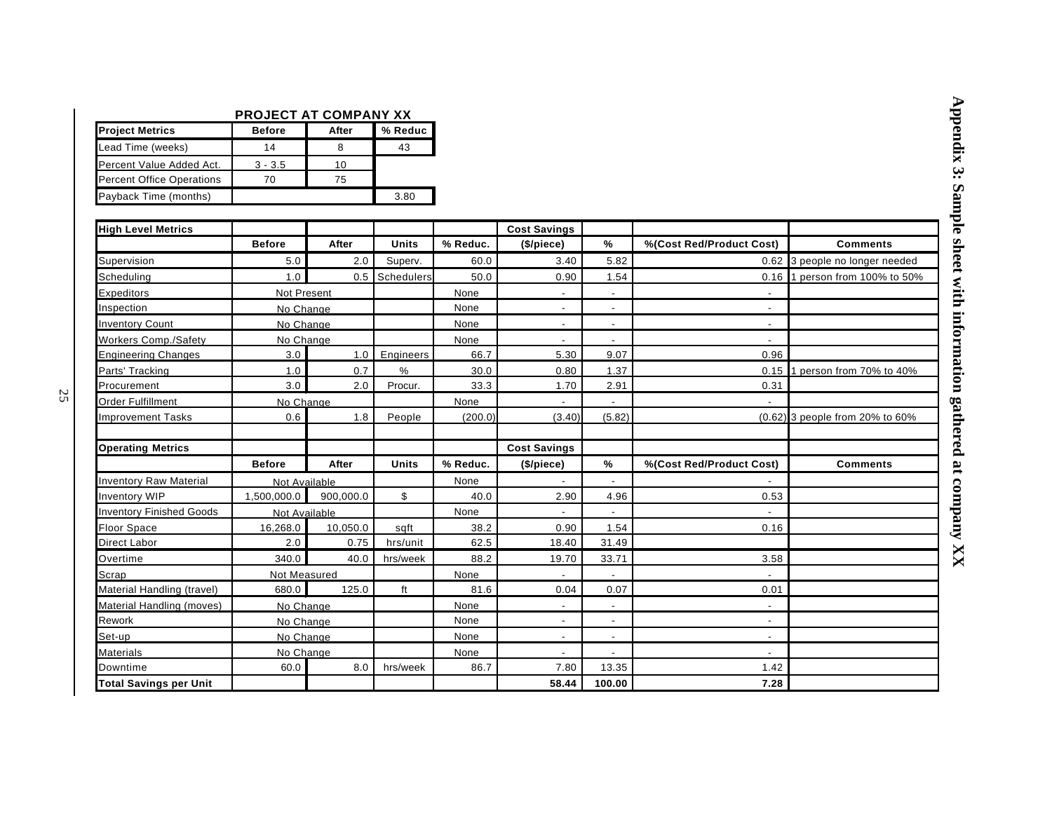## Appendix 3: Sample sheet with information gathered at company XX

**PROJECT AT COMPANY XX**

| Project Metrics | Before | After | % Reduc |
|---|---|---|---|
| Lead Time (weeks) | 14 | 8 | 43 |
| Percent Value Added Act. | 3 - 3.5 | 10 | |
| Percent Office Operations | 70 | 75 | |
| Payback Time (months) | | | 3.80 |

| High Level Metrics | | | | | Cost Savings | | | |
|---|---|---|---|---|---|---|---|---|
| | Before | After | Units | % Reduc. | ($/piece) | % | %(Cost Red/Product Cost) | Comments |
| Supervision | 5.0 | 2.0 | Superv. | 60.0 | 3.40 | 5.82 | 0.62 | 3 people no longer needed |
| Scheduling | 1.0 | 0.5 | Schedulers | 50.0 | 0.90 | 1.54 | 0.16 | 1 person from 100% to 50% |
| Expeditors | Not Present | | | None | - | - | - | |
| Inspection | No Change | | | None | - | - | - | |
| Inventory Count | No Change | | | None | - | - | - | |
| Workers Comp./Safety | No Change | | | None | - | - | - | |
| Engineering Changes | 3.0 | 1.0 | Engineers | 66.7 | 5.30 | 9.07 | 0.96 | |
| Parts' Tracking | 1.0 | 0.7 | % | 30.0 | 0.80 | 1.37 | 0.15 | 1 person from 70% to 40% |
| Procurement | 3.0 | 2.0 | Procur. | 33.3 | 1.70 | 2.91 | 0.31 | |
| Order Fulfillment | No Change | | | None | - | - | - | |
| Improvement Tasks | 0.6 | 1.8 | People | (200.0) | (3.40) | (5.82) | (0.62) | 3 people from 20% to 60% |
| | | | | | | | | |
| **Operating Metrics** | | | | | **Cost Savings** | | | |
| | **Before** | **After** | **Units** | **% Reduc.** | **($/piece)** | **%** | **%(Cost Red/Product Cost)** | **Comments** |
| Inventory Raw Material | Not Available | | | None | - | - | - | |
| Inventory WIP | 1,500,000.0 | 900,000.0 | $ | 40.0 | 2.90 | 4.96 | 0.53 | |
| Inventory Finished Goods | Not Available | | | None | - | - | - | |
| Floor Space | 16,268.0 | 10,050.0 | sqft | 38.2 | 0.90 | 1.54 | 0.16 | |
| Direct Labor | 2.0 | 0.75 | hrs/unit | 62.5 | 18.40 | 31.49 | | |
| Overtime | 340.0 | 40.0 | hrs/week | 88.2 | 19.70 | 33.71 | 3.58 | |
| Scrap | Not Measured | | | None | - | - | - | |
| Material Handling (travel) | 680.0 | 125.0 | ft | 81.6 | 0.04 | 0.07 | 0.01 | |
| Material Handling (moves) | No Change | | | None | - | - | - | |
| Rework | No Change | | | None | - | - | - | |
| Set-up | No Change | | | None | - | - | - | |
| Materials | No Change | | | None | - | - | - | |
| Downtime | 60.0 | 8.0 | hrs/week | 86.7 | 7.80 | 13.35 | 1.42 | |
| **Total Savings per Unit** | | | | | **58.44** | **100.00** | **7.28** | |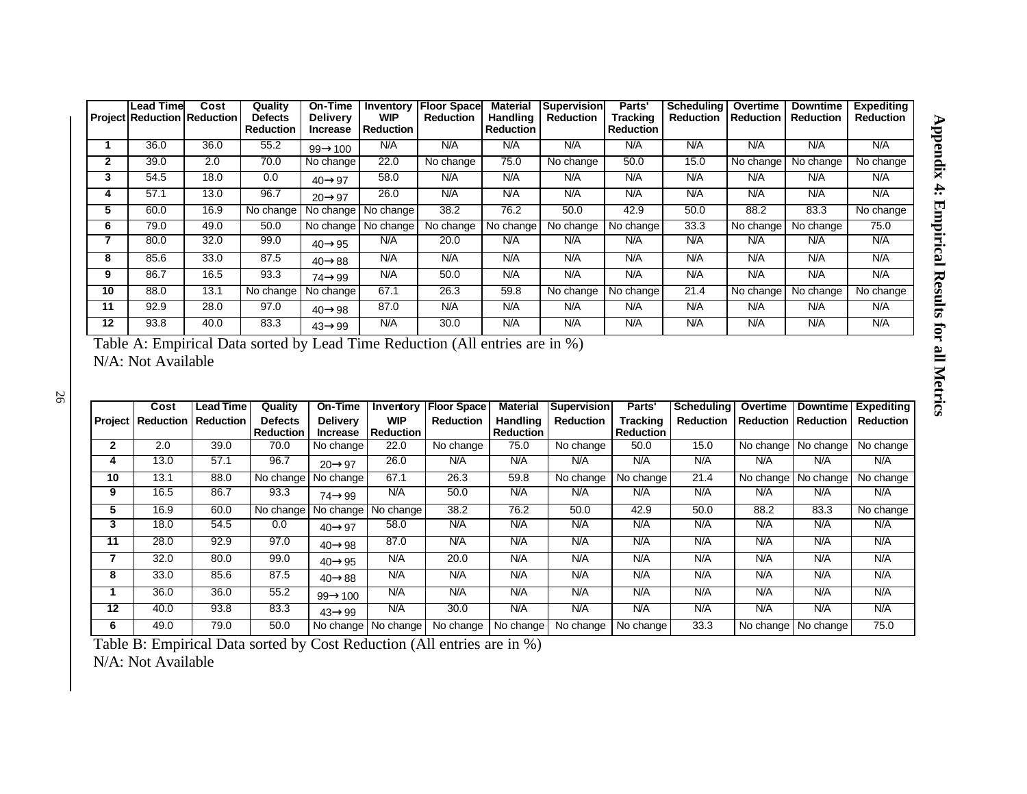# Appendix 4: Empirical Results for all Metrics

| Project | Lead Time Reduction | Cost Reduction | Quality Defects Reduction | On-Time Delivery Increase | Inventory WIP Reduction | Floor Space Reduction | Material Handling Reduction | Supervision Reduction | Parts' Tracking Reduction | Scheduling Reduction | Overtime Reduction | Downtime Reduction | Expediting Reduction |
|---|---|---|---|---|---|---|---|---|---|---|---|---|---|
| 1 | 36.0 | 36.0 | 55.2 | 99→100 | N/A | N/A | N/A | N/A | N/A | N/A | N/A | N/A | N/A |
| 2 | 39.0 | 2.0 | 70.0 | No change | 22.0 | No change | 75.0 | No change | 50.0 | 15.0 | No change | No change | No change |
| 3 | 54.5 | 18.0 | 0.0 | 40→97 | 58.0 | N/A | N/A | N/A | N/A | N/A | N/A | N/A | N/A |
| 4 | 57.1 | 13.0 | 96.7 | 20→97 | 26.0 | N/A | N/A | N/A | N/A | N/A | N/A | N/A | N/A |
| 5 | 60.0 | 16.9 | No change | No change | No change | 38.2 | 76.2 | 50.0 | 42.9 | 50.0 | 88.2 | 83.3 | No change |
| 6 | 79.0 | 49.0 | 50.0 | No change | No change | No change | No change | No change | No change | 33.3 | No change | No change | 75.0 |
| 7 | 80.0 | 32.0 | 99.0 | 40→95 | N/A | 20.0 | N/A | N/A | N/A | N/A | N/A | N/A | N/A |
| 8 | 85.6 | 33.0 | 87.5 | 40→88 | N/A | N/A | N/A | N/A | N/A | N/A | N/A | N/A | N/A |
| 9 | 86.7 | 16.5 | 93.3 | 74→99 | N/A | 50.0 | N/A | N/A | N/A | N/A | N/A | N/A | N/A |
| 10 | 88.0 | 13.1 | No change | No change | 67.1 | 26.3 | 59.8 | No change | No change | 21.4 | No change | No change | No change |
| 11 | 92.9 | 28.0 | 97.0 | 40→98 | 87.0 | N/A | N/A | N/A | N/A | N/A | N/A | N/A | N/A |
| 12 | 93.8 | 40.0 | 83.3 | 43→99 | N/A | 30.0 | N/A | N/A | N/A | N/A | N/A | N/A | N/A |

Table A: Empirical Data sorted by Lead Time Reduction (All entries are in %)
N/A: Not Available

| Project | Cost Reduction | Lead Time Reduction | Quality Defects Reduction | On-Time Delivery Increase | Inventory WIP Reduction | Floor Space Reduction | Material Handling Reduction | Supervision Reduction | Parts' Tracking Reduction | Scheduling Reduction | Overtime Reduction | Downtime Reduction | Expediting Reduction |
|---|---|---|---|---|---|---|---|---|---|---|---|---|---|
| 2 | 2.0 | 39.0 | 70.0 | No change | 22.0 | No change | 75.0 | No change | 50.0 | 15.0 | No change | No change | No change |
| 4 | 13.0 | 57.1 | 96.7 | 20→97 | 26.0 | N/A | N/A | N/A | N/A | N/A | N/A | N/A | N/A |
| 10 | 13.1 | 88.0 | No change | No change | 67.1 | 26.3 | 59.8 | No change | No change | 21.4 | No change | No change | No change |
| 9 | 16.5 | 86.7 | 93.3 | 74→99 | N/A | 50.0 | N/A | N/A | N/A | N/A | N/A | N/A | N/A |
| 5 | 16.9 | 60.0 | No change | No change | No change | 38.2 | 76.2 | 50.0 | 42.9 | 50.0 | 88.2 | 83.3 | No change |
| 3 | 18.0 | 54.5 | 0.0 | 40→97 | 58.0 | N/A | N/A | N/A | N/A | N/A | N/A | N/A | N/A |
| 11 | 28.0 | 92.9 | 97.0 | 40→98 | 87.0 | N/A | N/A | N/A | N/A | N/A | N/A | N/A | N/A |
| 7 | 32.0 | 80.0 | 99.0 | 40→95 | N/A | 20.0 | N/A | N/A | N/A | N/A | N/A | N/A | N/A |
| 8 | 33.0 | 85.6 | 87.5 | 40→88 | N/A | N/A | N/A | N/A | N/A | N/A | N/A | N/A | N/A |
| 1 | 36.0 | 36.0 | 55.2 | 99→100 | N/A | N/A | N/A | N/A | N/A | N/A | N/A | N/A | N/A |
| 12 | 40.0 | 93.8 | 83.3 | 43→99 | N/A | 30.0 | N/A | N/A | N/A | N/A | N/A | N/A | N/A |
| 6 | 49.0 | 79.0 | 50.0 | No change | No change | No change | No change | No change | No change | 33.3 | No change | No change | 75.0 |

Table B: Empirical Data sorted by Cost Reduction (All entries are in %)
N/A: Not Available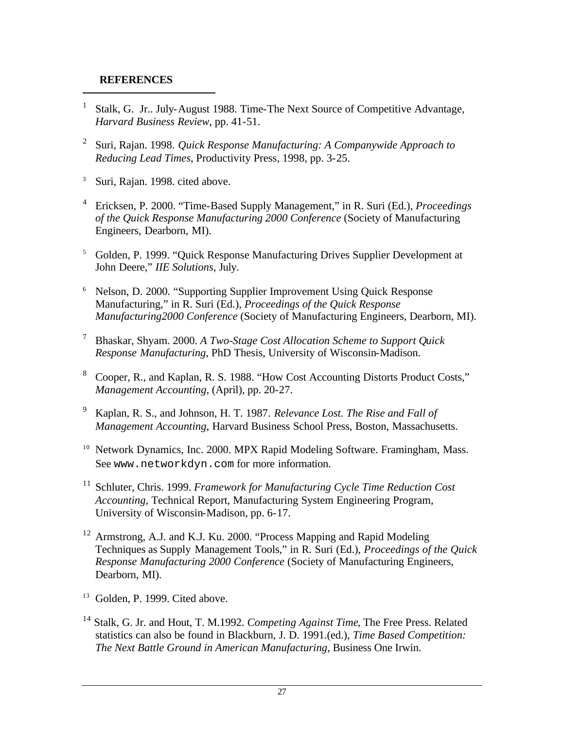## REFERENCES

[1] Stalk, G. Jr.. July-August 1988. Time-The Next Source of Competitive Advantage, *Harvard Business Review*, pp. 41-51.

[2] Suri, Rajan. 1998. *Quick Response Manufacturing: A Companywide Approach to Reducing Lead Times*, Productivity Press, 1998, pp. 3-25.

[3] Suri, Rajan. 1998. cited above.

[4] Ericksen, P. 2000. "Time-Based Supply Management," in R. Suri (Ed.), *Proceedings of the Quick Response Manufacturing 2000 Conference* (Society of Manufacturing Engineers, Dearborn, MI).

[5] Golden, P. 1999. "Quick Response Manufacturing Drives Supplier Development at John Deere," *IIE Solutions*, July.

[6] Nelson, D. 2000. "Supporting Supplier Improvement Using Quick Response Manufacturing," in R. Suri (Ed.), *Proceedings of the Quick Response Manufacturing2000 Conference* (Society of Manufacturing Engineers, Dearborn, MI).

[7] Bhaskar, Shyam. 2000. *A Two-Stage Cost Allocation Scheme to Support Quick Response Manufacturing*, PhD Thesis, University of Wisconsin-Madison.

[8] Cooper, R., and Kaplan, R. S. 1988. "How Cost Accounting Distorts Product Costs," *Management Accounting*, (April), pp. 20-27.

[9] Kaplan, R. S., and Johnson, H. T. 1987. *Relevance Lost. The Rise and Fall of Management Accounting*, Harvard Business School Press, Boston, Massachusetts.

[10] Network Dynamics, Inc. 2000. MPX Rapid Modeling Software. Framingham, Mass. See `www.networkdyn.com` for more information.

[11] Schluter, Chris. 1999. *Framework for Manufacturing Cycle Time Reduction Cost Accounting*, Technical Report, Manufacturing System Engineering Program, University of Wisconsin-Madison, pp. 6-17.

[12] Armstrong, A.J. and K.J. Ku. 2000. "Process Mapping and Rapid Modeling Techniques as Supply Management Tools," in R. Suri (Ed.), *Proceedings of the Quick Response Manufacturing 2000 Conference* (Society of Manufacturing Engineers, Dearborn, MI).

[13] Golden, P. 1999. Cited above.

[14] Stalk, G. Jr. and Hout, T. M.1992. *Competing Against Time*, The Free Press. Related statistics can also be found in Blackburn, J. D. 1991.(ed.), *Time Based Competition: The Next Battle Ground in American Manufacturing,* Business One Irwin.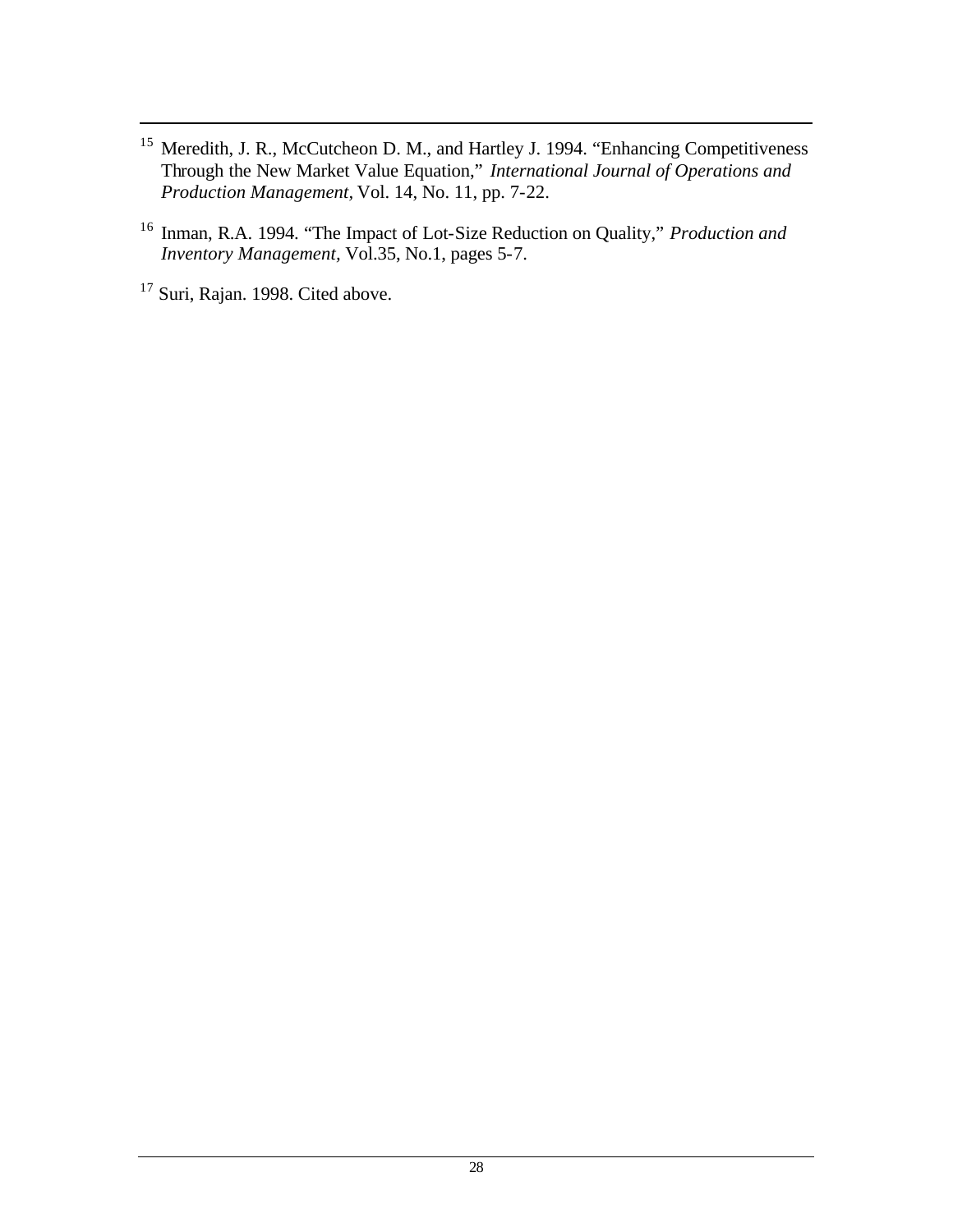[15] Meredith, J. R., McCutcheon D. M., and Hartley J. 1994. "Enhancing Competitiveness Through the New Market Value Equation," *International Journal of Operations and Production Management,* Vol. 14, No. 11, pp. 7-22.

[16] Inman, R.A. 1994. "The Impact of Lot-Size Reduction on Quality," *Production and Inventory Management*, Vol.35, No.1, pages 5-7.

[17] Suri, Rajan. 1998. Cited above.